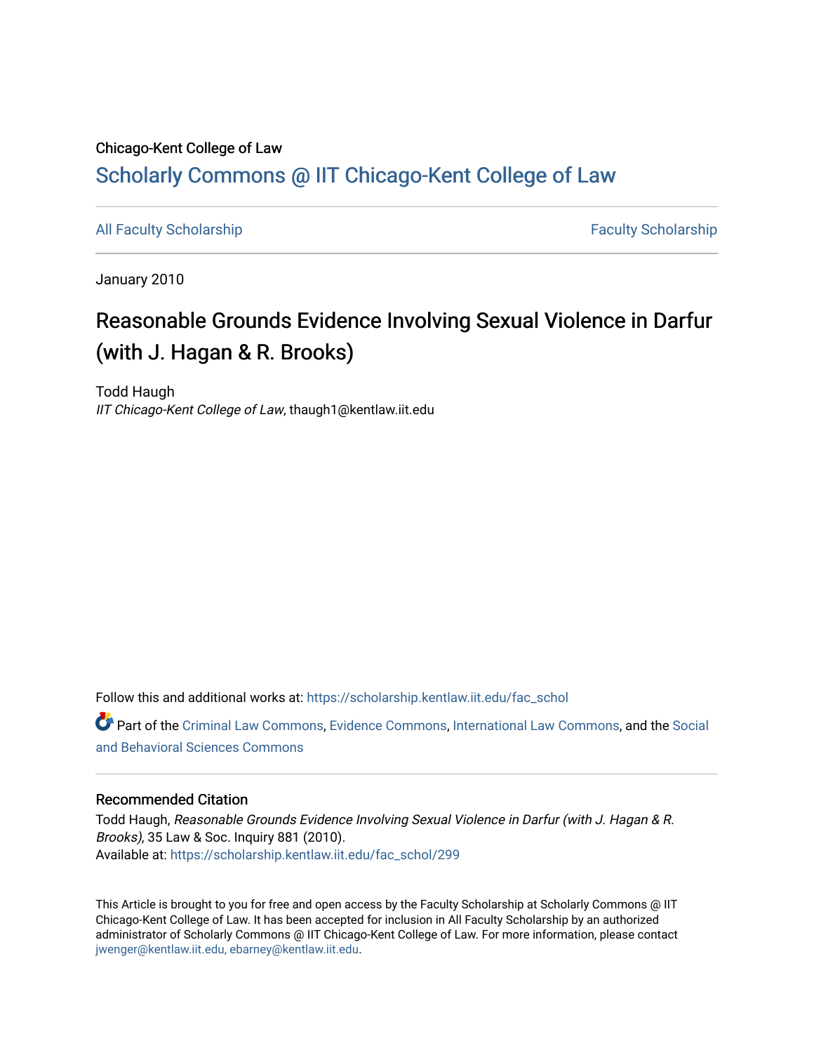Chicago-Kent College of Law

# Scholarly Commons @ IIT Chicago-Kent College of Law

All Faculty Scholarship | Faculty Scholarship

January 2010

# Reasonable Grounds Evidence Involving Sexual Violence in Darfur (with J. Hagan & R. Brooks)

Todd Haugh
*IIT Chicago-Kent College of Law*, thaugh1@kentlaw.iit.edu

Follow this and additional works at: https://scholarship.kentlaw.iit.edu/fac_schol

Part of the Criminal Law Commons, Evidence Commons, International Law Commons, and the Social and Behavioral Sciences Commons

## Recommended Citation

Todd Haugh, *Reasonable Grounds Evidence Involving Sexual Violence in Darfur (with J. Hagan & R. Brooks)*, 35 Law & Soc. Inquiry 881 (2010).
Available at: https://scholarship.kentlaw.iit.edu/fac_schol/299

This Article is brought to you for free and open access by the Faculty Scholarship at Scholarly Commons @ IIT Chicago-Kent College of Law. It has been accepted for inclusion in All Faculty Scholarship by an authorized administrator of Scholarly Commons @ IIT Chicago-Kent College of Law. For more information, please contact jwenger@kentlaw.iit.edu, ebarney@kentlaw.iit.edu.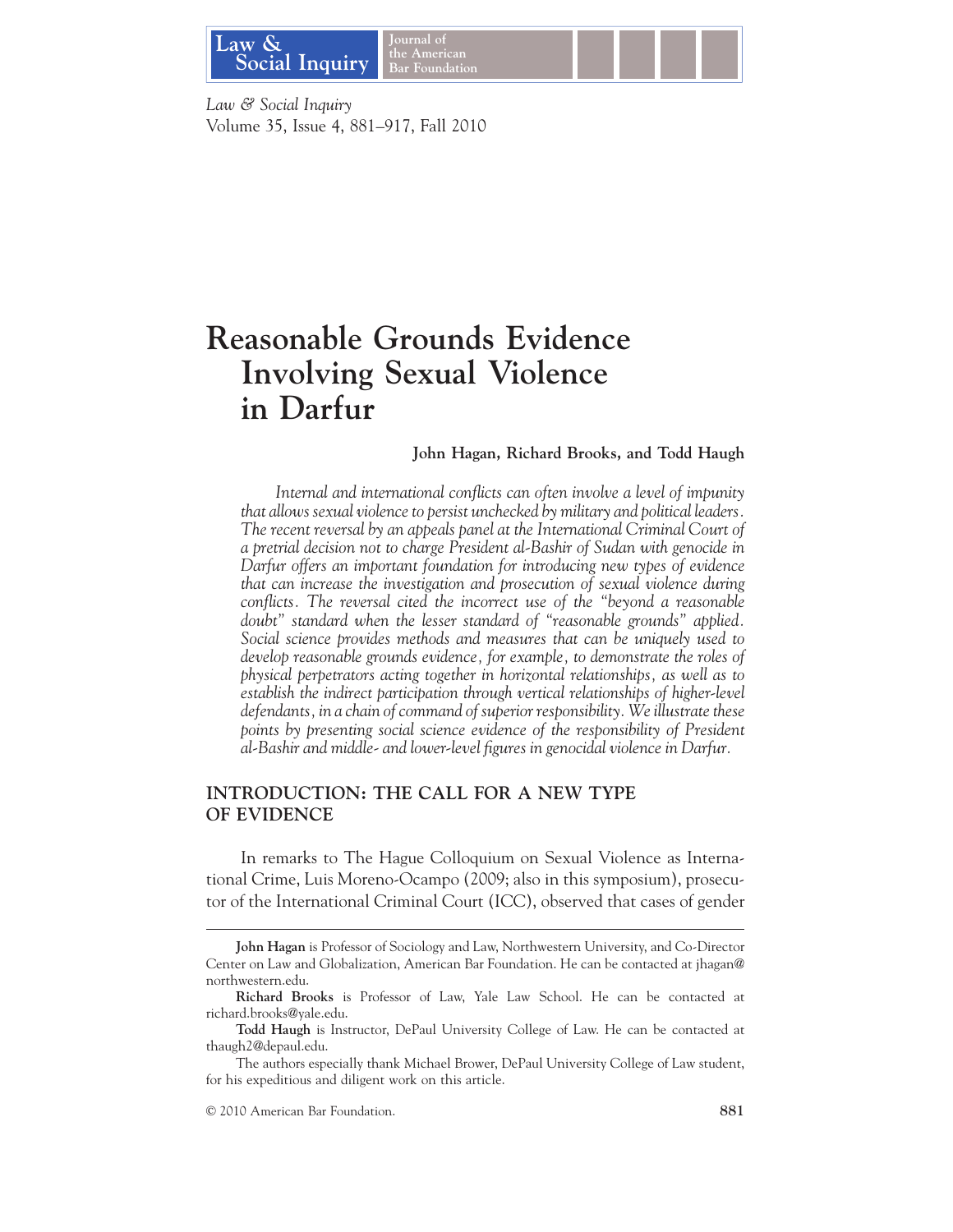# Reasonable Grounds Evidence Involving Sexual Violence in Darfur

**John Hagan, Richard Brooks, and Todd Haugh**

*Internal and international conflicts can often involve a level of impunity that allows sexual violence to persist unchecked by military and political leaders. The recent reversal by an appeals panel at the International Criminal Court of a pretrial decision not to charge President al-Bashir of Sudan with genocide in Darfur offers an important foundation for introducing new types of evidence that can increase the investigation and prosecution of sexual violence during conflicts. The reversal cited the incorrect use of the "beyond a reasonable doubt" standard when the lesser standard of "reasonable grounds" applied. Social science provides methods and measures that can be uniquely used to develop reasonable grounds evidence, for example, to demonstrate the roles of physical perpetrators acting together in horizontal relationships, as well as to establish the indirect participation through vertical relationships of higher-level defendants, in a chain of command of superior responsibility. We illustrate these points by presenting social science evidence of the responsibility of President al-Bashir and middle- and lower-level figures in genocidal violence in Darfur.*

## INTRODUCTION: THE CALL FOR A NEW TYPE OF EVIDENCE

In remarks to The Hague Colloquium on Sexual Violence as International Crime, Luis Moreno-Ocampo (2009; also in this symposium), prosecutor of the International Criminal Court (ICC), observed that cases of gender

---

**John Hagan** is Professor of Sociology and Law, Northwestern University, and Co-Director Center on Law and Globalization, American Bar Foundation. He can be contacted at jhagan@northwestern.edu.

**Richard Brooks** is Professor of Law, Yale Law School. He can be contacted at richard.brooks@yale.edu.

**Todd Haugh** is Instructor, DePaul University College of Law. He can be contacted at thaugh2@depaul.edu.

The authors especially thank Michael Brower, DePaul University College of Law student, for his expeditious and diligent work on this article.

© 2010 American Bar Foundation.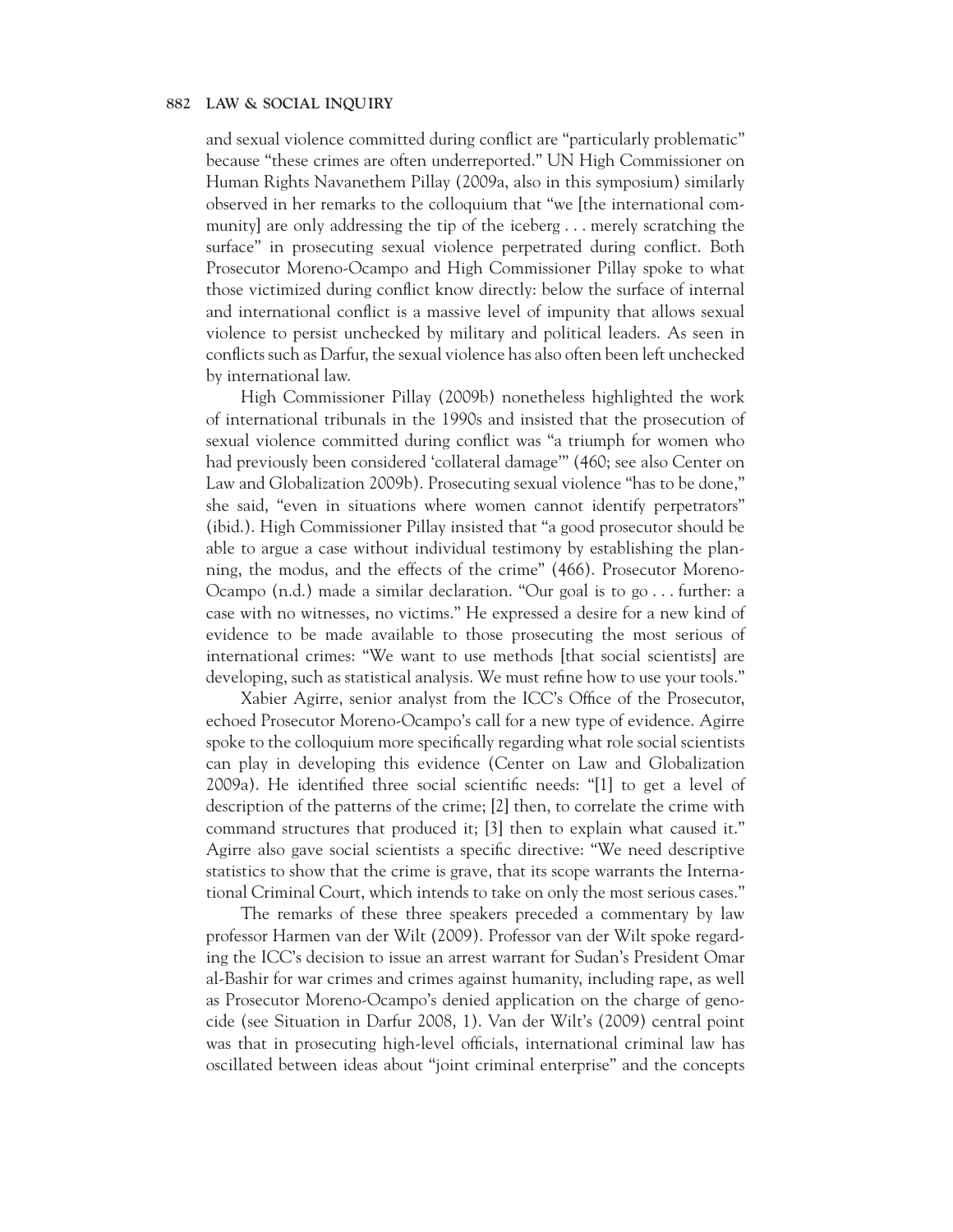and sexual violence committed during conflict are "particularly problematic" because "these crimes are often underreported." UN High Commissioner on Human Rights Navanethem Pillay (2009a, also in this symposium) similarly observed in her remarks to the colloquium that "we [the international community] are only addressing the tip of the iceberg . . . merely scratching the surface" in prosecuting sexual violence perpetrated during conflict. Both Prosecutor Moreno-Ocampo and High Commissioner Pillay spoke to what those victimized during conflict know directly: below the surface of internal and international conflict is a massive level of impunity that allows sexual violence to persist unchecked by military and political leaders. As seen in conflicts such as Darfur, the sexual violence has also often been left unchecked by international law.

High Commissioner Pillay (2009b) nonetheless highlighted the work of international tribunals in the 1990s and insisted that the prosecution of sexual violence committed during conflict was "a triumph for women who had previously been considered 'collateral damage'" (460; see also Center on Law and Globalization 2009b). Prosecuting sexual violence "has to be done," she said, "even in situations where women cannot identify perpetrators" (ibid.). High Commissioner Pillay insisted that "a good prosecutor should be able to argue a case without individual testimony by establishing the planning, the modus, and the effects of the crime" (466). Prosecutor Moreno-Ocampo (n.d.) made a similar declaration. "Our goal is to go . . . further: a case with no witnesses, no victims." He expressed a desire for a new kind of evidence to be made available to those prosecuting the most serious of international crimes: "We want to use methods [that social scientists] are developing, such as statistical analysis. We must refine how to use your tools."

Xabier Agirre, senior analyst from the ICC's Office of the Prosecutor, echoed Prosecutor Moreno-Ocampo's call for a new type of evidence. Agirre spoke to the colloquium more specifically regarding what role social scientists can play in developing this evidence (Center on Law and Globalization 2009a). He identified three social scientific needs: "[1] to get a level of description of the patterns of the crime; [2] then, to correlate the crime with command structures that produced it; [3] then to explain what caused it." Agirre also gave social scientists a specific directive: "We need descriptive statistics to show that the crime is grave, that its scope warrants the International Criminal Court, which intends to take on only the most serious cases."

The remarks of these three speakers preceded a commentary by law professor Harmen van der Wilt (2009). Professor van der Wilt spoke regarding the ICC's decision to issue an arrest warrant for Sudan's President Omar al-Bashir for war crimes and crimes against humanity, including rape, as well as Prosecutor Moreno-Ocampo's denied application on the charge of genocide (see Situation in Darfur 2008, 1). Van der Wilt's (2009) central point was that in prosecuting high-level officials, international criminal law has oscillated between ideas about "joint criminal enterprise" and the concepts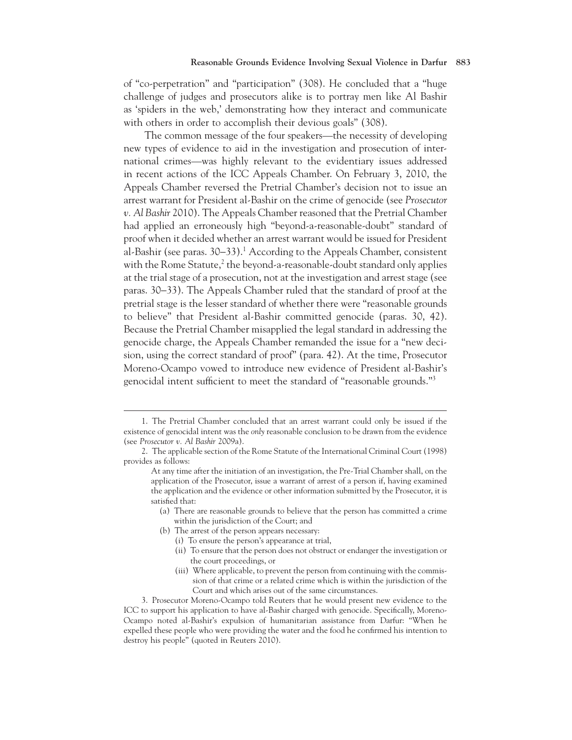of "co-perpetration" and "participation" (308). He concluded that a "huge challenge of judges and prosecutors alike is to portray men like Al Bashir as 'spiders in the web,' demonstrating how they interact and communicate with others in order to accomplish their devious goals" (308).

The common message of the four speakers—the necessity of developing new types of evidence to aid in the investigation and prosecution of international crimes—was highly relevant to the evidentiary issues addressed in recent actions of the ICC Appeals Chamber. On February 3, 2010, the Appeals Chamber reversed the Pretrial Chamber's decision not to issue an arrest warrant for President al-Bashir on the crime of genocide (see *Prosecutor v. Al Bashir* 2010). The Appeals Chamber reasoned that the Pretrial Chamber had applied an erroneously high "beyond-a-reasonable-doubt" standard of proof when it decided whether an arrest warrant would be issued for President al-Bashir (see paras. 30–33).[1] According to the Appeals Chamber, consistent with the Rome Statute,[2] the beyond-a-reasonable-doubt standard only applies at the trial stage of a prosecution, not at the investigation and arrest stage (see paras. 30–33). The Appeals Chamber ruled that the standard of proof at the pretrial stage is the lesser standard of whether there were "reasonable grounds to believe" that President al-Bashir committed genocide (paras. 30, 42). Because the Pretrial Chamber misapplied the legal standard in addressing the genocide charge, the Appeals Chamber remanded the issue for a "new decision, using the correct standard of proof" (para. 42). At the time, Prosecutor Moreno-Ocampo vowed to introduce new evidence of President al-Bashir's genocidal intent sufficient to meet the standard of "reasonable grounds."[3]

---

1. The Pretrial Chamber concluded that an arrest warrant could only be issued if the existence of genocidal intent was the *only* reasonable conclusion to be drawn from the evidence (see *Prosecutor v. Al Bashir* 2009a).

2. The applicable section of the Rome Statute of the International Criminal Court (1998) provides as follows:

> At any time after the initiation of an investigation, the Pre-Trial Chamber shall, on the application of the Prosecutor, issue a warrant of arrest of a person if, having examined the application and the evidence or other information submitted by the Prosecutor, it is satisfied that:
>
> (a) There are reasonable grounds to believe that the person has committed a crime within the jurisdiction of the Court; and
>
> (b) The arrest of the person appears necessary:
>
> (i) To ensure the person's appearance at trial,
>
> (ii) To ensure that the person does not obstruct or endanger the investigation or the court proceedings, or
>
> (iii) Where applicable, to prevent the person from continuing with the commission of that crime or a related crime which is within the jurisdiction of the Court and which arises out of the same circumstances.

3. Prosecutor Moreno-Ocampo told Reuters that he would present new evidence to the ICC to support his application to have al-Bashir charged with genocide. Specifically, Moreno-Ocampo noted al-Bashir's expulsion of humanitarian assistance from Darfur: "When he expelled these people who were providing the water and the food he confirmed his intention to destroy his people" (quoted in Reuters 2010).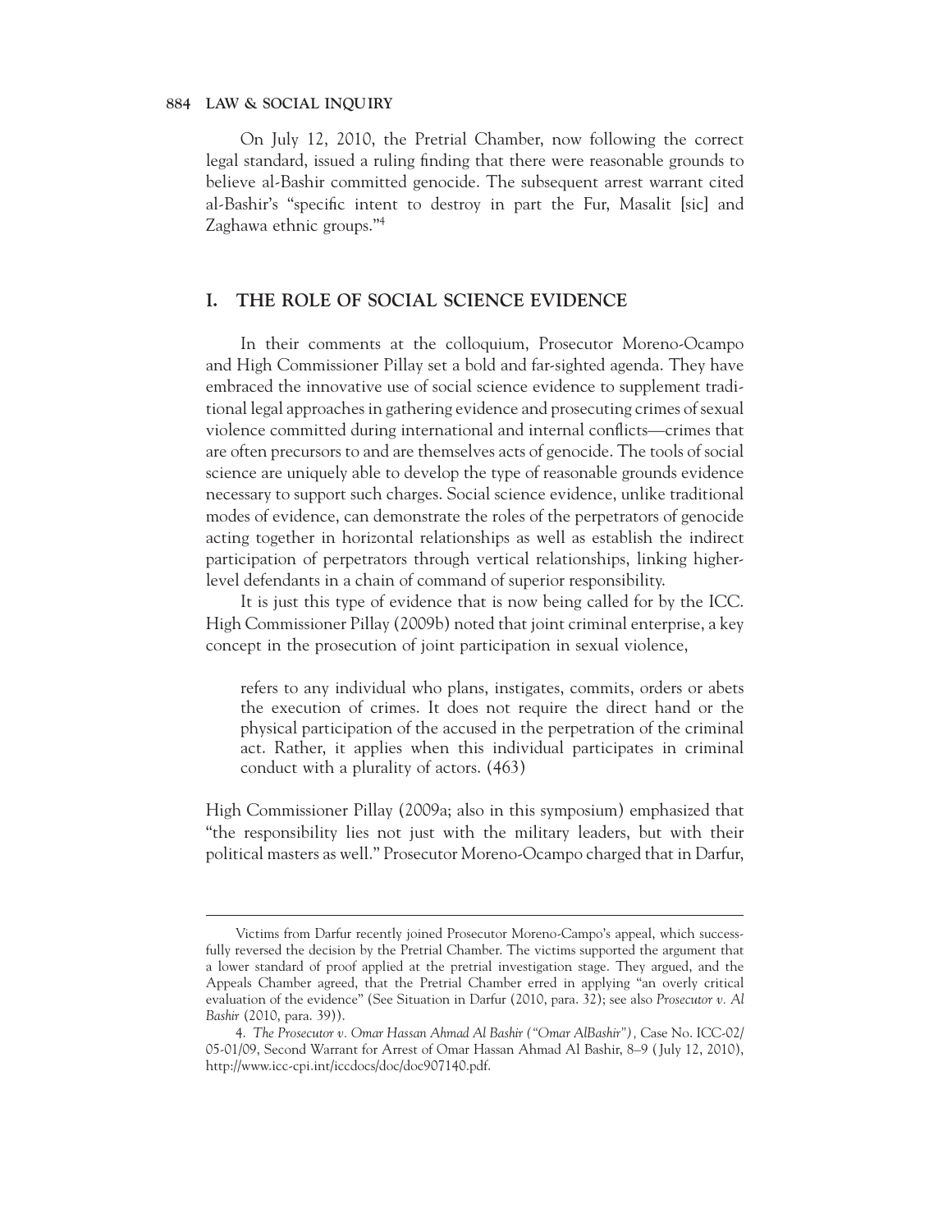On July 12, 2010, the Pretrial Chamber, now following the correct legal standard, issued a ruling finding that there were reasonable grounds to believe al-Bashir committed genocide. The subsequent arrest warrant cited al-Bashir's "specific intent to destroy in part the Fur, Masalit [sic] and Zaghawa ethnic groups."[4]

## I. THE ROLE OF SOCIAL SCIENCE EVIDENCE

In their comments at the colloquium, Prosecutor Moreno-Ocampo and High Commissioner Pillay set a bold and far-sighted agenda. They have embraced the innovative use of social science evidence to supplement traditional legal approaches in gathering evidence and prosecuting crimes of sexual violence committed during international and internal conflicts—crimes that are often precursors to and are themselves acts of genocide. The tools of social science are uniquely able to develop the type of reasonable grounds evidence necessary to support such charges. Social science evidence, unlike traditional modes of evidence, can demonstrate the roles of the perpetrators of genocide acting together in horizontal relationships as well as establish the indirect participation of perpetrators through vertical relationships, linking higher-level defendants in a chain of command of superior responsibility.

It is just this type of evidence that is now being called for by the ICC. High Commissioner Pillay (2009b) noted that joint criminal enterprise, a key concept in the prosecution of joint participation in sexual violence,

> refers to any individual who plans, instigates, commits, orders or abets the execution of crimes. It does not require the direct hand or the physical participation of the accused in the perpetration of the criminal act. Rather, it applies when this individual participates in criminal conduct with a plurality of actors. (463)

High Commissioner Pillay (2009a; also in this symposium) emphasized that "the responsibility lies not just with the military leaders, but with their political masters as well." Prosecutor Moreno-Ocampo charged that in Darfur,

---

Victims from Darfur recently joined Prosecutor Moreno-Campo's appeal, which successfully reversed the decision by the Pretrial Chamber. The victims supported the argument that a lower standard of proof applied at the pretrial investigation stage. They argued, and the Appeals Chamber agreed, that the Pretrial Chamber erred in applying "an overly critical evaluation of the evidence" (See Situation in Darfur (2010, para. 32); see also *Prosecutor v. Al Bashir* (2010, para. 39)).

4. *The Prosecutor v. Omar Hassan Ahmad Al Bashir ("Omar AlBashir")*, Case No. ICC-02/05-01/09, Second Warrant for Arrest of Omar Hassan Ahmad Al Bashir, 8–9 (July 12, 2010), http://www.icc-cpi.int/iccdocs/doc/doc907140.pdf.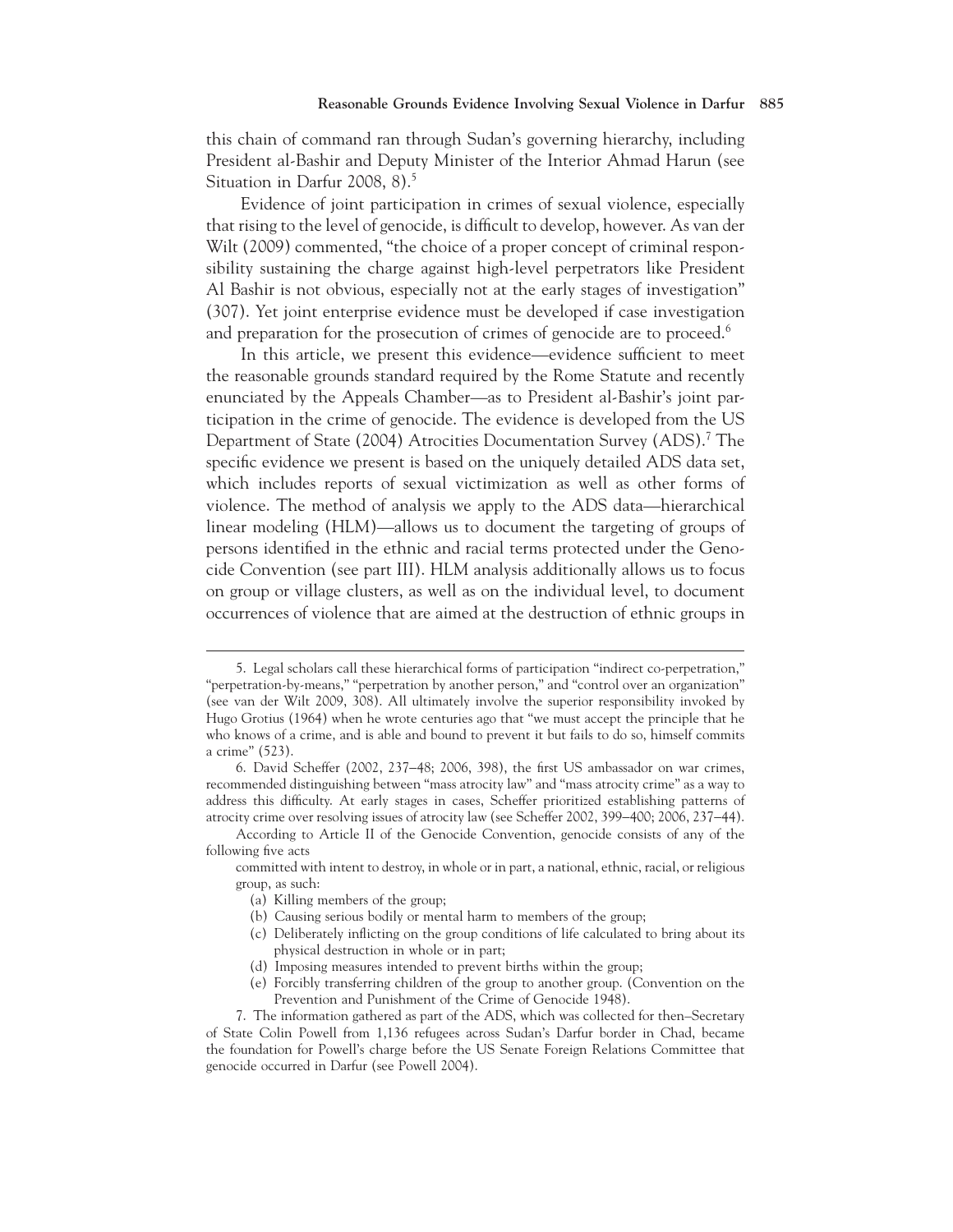this chain of command ran through Sudan's governing hierarchy, including President al-Bashir and Deputy Minister of the Interior Ahmad Harun (see Situation in Darfur 2008, 8).[5]

Evidence of joint participation in crimes of sexual violence, especially that rising to the level of genocide, is difficult to develop, however. As van der Wilt (2009) commented, "the choice of a proper concept of criminal responsibility sustaining the charge against high-level perpetrators like President Al Bashir is not obvious, especially not at the early stages of investigation" (307). Yet joint enterprise evidence must be developed if case investigation and preparation for the prosecution of crimes of genocide are to proceed.[6]

In this article, we present this evidence—evidence sufficient to meet the reasonable grounds standard required by the Rome Statute and recently enunciated by the Appeals Chamber—as to President al-Bashir's joint participation in the crime of genocide. The evidence is developed from the US Department of State (2004) Atrocities Documentation Survey (ADS).[7] The specific evidence we present is based on the uniquely detailed ADS data set, which includes reports of sexual victimization as well as other forms of violence. The method of analysis we apply to the ADS data—hierarchical linear modeling (HLM)—allows us to document the targeting of groups of persons identified in the ethnic and racial terms protected under the Genocide Convention (see part III). HLM analysis additionally allows us to focus on group or village clusters, as well as on the individual level, to document occurrences of violence that are aimed at the destruction of ethnic groups in

---

5. Legal scholars call these hierarchical forms of participation "indirect co-perpetration," "perpetration-by-means," "perpetration by another person," and "control over an organization" (see van der Wilt 2009, 308). All ultimately involve the superior responsibility invoked by Hugo Grotius (1964) when he wrote centuries ago that "we must accept the principle that he who knows of a crime, and is able and bound to prevent it but fails to do so, himself commits a crime" (523).

6. David Scheffer (2002, 237–48; 2006, 398), the first US ambassador on war crimes, recommended distinguishing between "mass atrocity law" and "mass atrocity crime" as a way to address this difficulty. At early stages in cases, Scheffer prioritized establishing patterns of atrocity crime over resolving issues of atrocity law (see Scheffer 2002, 399–400; 2006, 237–44).

According to Article II of the Genocide Convention, genocide consists of any of the following five acts

> committed with intent to destroy, in whole or in part, a national, ethnic, racial, or religious group, as such:
>
> (a) Killing members of the group;
> (b) Causing serious bodily or mental harm to members of the group;
> (c) Deliberately inflicting on the group conditions of life calculated to bring about its physical destruction in whole or in part;
> (d) Imposing measures intended to prevent births within the group;
> (e) Forcibly transferring children of the group to another group. (Convention on the Prevention and Punishment of the Crime of Genocide 1948).

7. The information gathered as part of the ADS, which was collected for then–Secretary of State Colin Powell from 1,136 refugees across Sudan's Darfur border in Chad, became the foundation for Powell's charge before the US Senate Foreign Relations Committee that genocide occurred in Darfur (see Powell 2004).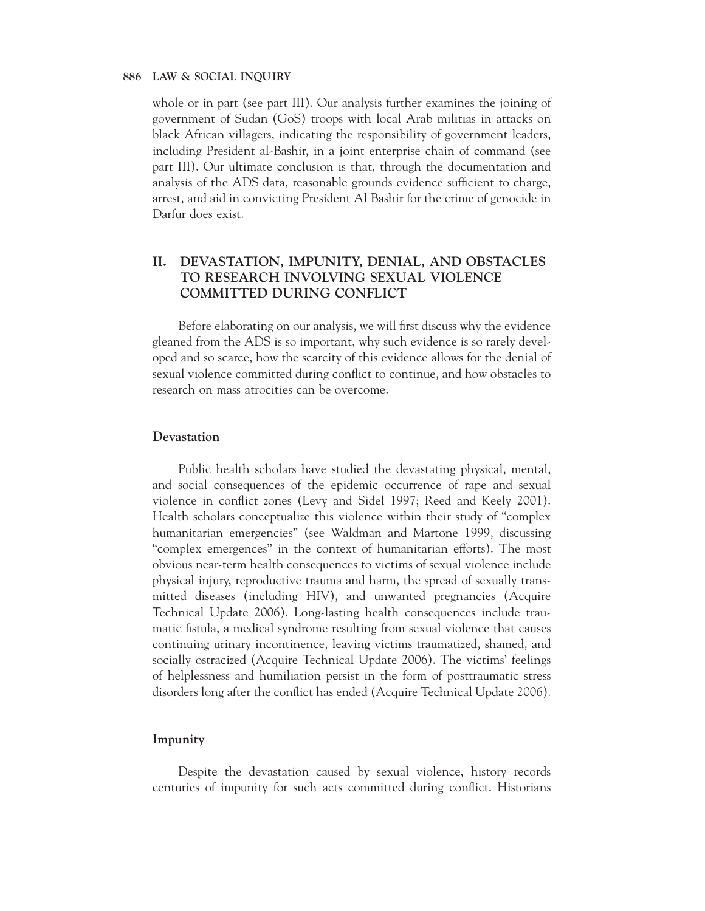whole or in part (see part III). Our analysis further examines the joining of government of Sudan (GoS) troops with local Arab militias in attacks on black African villagers, indicating the responsibility of government leaders, including President al-Bashir, in a joint enterprise chain of command (see part III). Our ultimate conclusion is that, through the documentation and analysis of the ADS data, reasonable grounds evidence sufficient to charge, arrest, and aid in convicting President Al Bashir for the crime of genocide in Darfur does exist.

## II. DEVASTATION, IMPUNITY, DENIAL, AND OBSTACLES TO RESEARCH INVOLVING SEXUAL VIOLENCE COMMITTED DURING CONFLICT

Before elaborating on our analysis, we will first discuss why the evidence gleaned from the ADS is so important, why such evidence is so rarely developed and so scarce, how the scarcity of this evidence allows for the denial of sexual violence committed during conflict to continue, and how obstacles to research on mass atrocities can be overcome.

### Devastation

Public health scholars have studied the devastating physical, mental, and social consequences of the epidemic occurrence of rape and sexual violence in conflict zones (Levy and Sidel 1997; Reed and Keely 2001). Health scholars conceptualize this violence within their study of "complex humanitarian emergencies" (see Waldman and Martone 1999, discussing "complex emergences" in the context of humanitarian efforts). The most obvious near-term health consequences to victims of sexual violence include physical injury, reproductive trauma and harm, the spread of sexually transmitted diseases (including HIV), and unwanted pregnancies (Acquire Technical Update 2006). Long-lasting health consequences include traumatic fistula, a medical syndrome resulting from sexual violence that causes continuing urinary incontinence, leaving victims traumatized, shamed, and socially ostracized (Acquire Technical Update 2006). The victims' feelings of helplessness and humiliation persist in the form of posttraumatic stress disorders long after the conflict has ended (Acquire Technical Update 2006).

### Impunity

Despite the devastation caused by sexual violence, history records centuries of impunity for such acts committed during conflict. Historians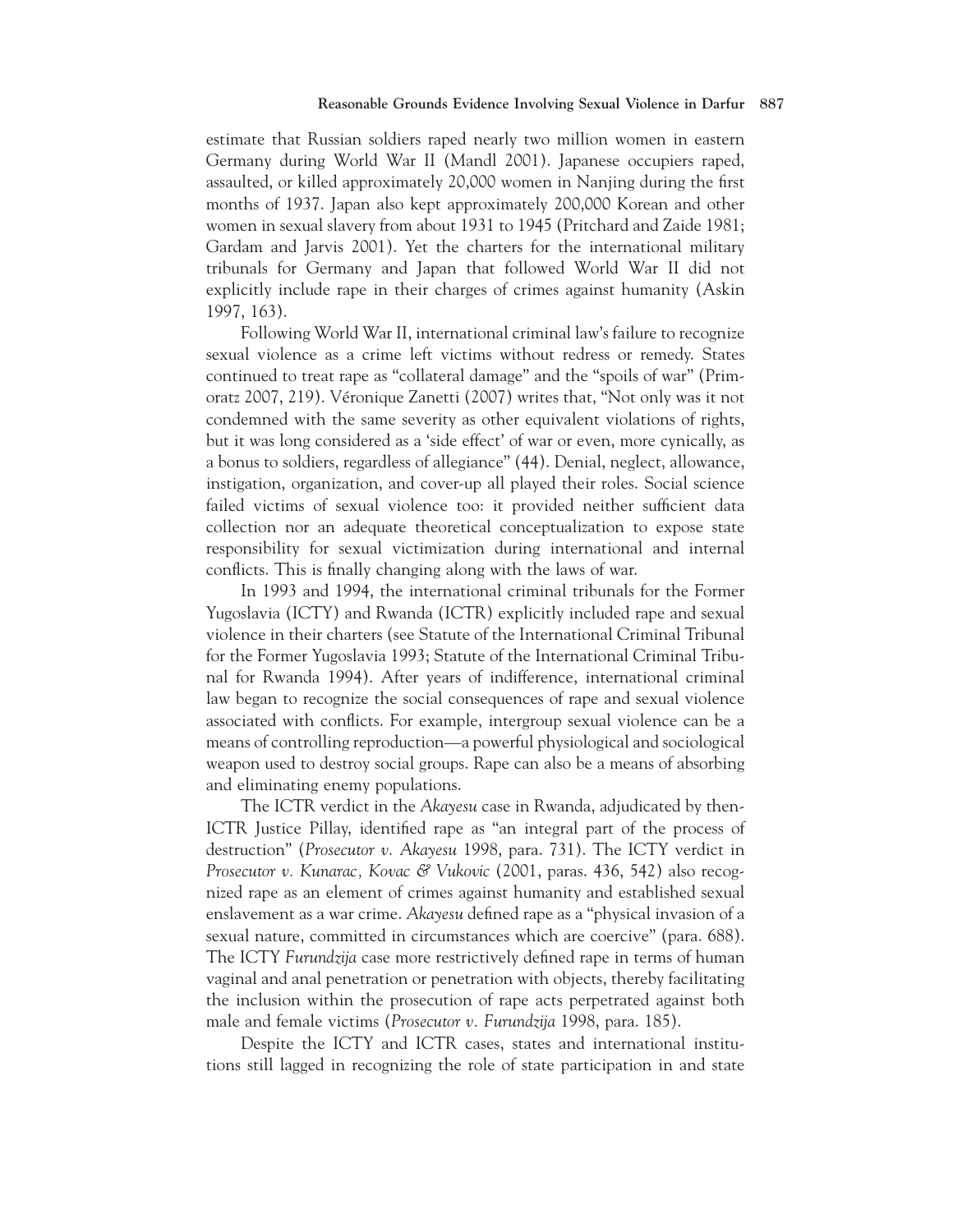estimate that Russian soldiers raped nearly two million women in eastern Germany during World War II (Mandl 2001). Japanese occupiers raped, assaulted, or killed approximately 20,000 women in Nanjing during the first months of 1937. Japan also kept approximately 200,000 Korean and other women in sexual slavery from about 1931 to 1945 (Pritchard and Zaide 1981; Gardam and Jarvis 2001). Yet the charters for the international military tribunals for Germany and Japan that followed World War II did not explicitly include rape in their charges of crimes against humanity (Askin 1997, 163).

Following World War II, international criminal law's failure to recognize sexual violence as a crime left victims without redress or remedy. States continued to treat rape as "collateral damage" and the "spoils of war" (Primoratz 2007, 219). Véronique Zanetti (2007) writes that, "Not only was it not condemned with the same severity as other equivalent violations of rights, but it was long considered as a 'side effect' of war or even, more cynically, as a bonus to soldiers, regardless of allegiance" (44). Denial, neglect, allowance, instigation, organization, and cover-up all played their roles. Social science failed victims of sexual violence too: it provided neither sufficient data collection nor an adequate theoretical conceptualization to expose state responsibility for sexual victimization during international and internal conflicts. This is finally changing along with the laws of war.

In 1993 and 1994, the international criminal tribunals for the Former Yugoslavia (ICTY) and Rwanda (ICTR) explicitly included rape and sexual violence in their charters (see Statute of the International Criminal Tribunal for the Former Yugoslavia 1993; Statute of the International Criminal Tribunal for Rwanda 1994). After years of indifference, international criminal law began to recognize the social consequences of rape and sexual violence associated with conflicts. For example, intergroup sexual violence can be a means of controlling reproduction—a powerful physiological and sociological weapon used to destroy social groups. Rape can also be a means of absorbing and eliminating enemy populations.

The ICTR verdict in the *Akayesu* case in Rwanda, adjudicated by then-ICTR Justice Pillay, identified rape as "an integral part of the process of destruction" (*Prosecutor v. Akayesu* 1998, para. 731). The ICTY verdict in *Prosecutor v. Kunarac, Kovac & Vukovic* (2001, paras. 436, 542) also recognized rape as an element of crimes against humanity and established sexual enslavement as a war crime. *Akayesu* defined rape as a "physical invasion of a sexual nature, committed in circumstances which are coercive" (para. 688). The ICTY *Furundzija* case more restrictively defined rape in terms of human vaginal and anal penetration or penetration with objects, thereby facilitating the inclusion within the prosecution of rape acts perpetrated against both male and female victims (*Prosecutor v. Furundzija* 1998, para. 185).

Despite the ICTY and ICTR cases, states and international institutions still lagged in recognizing the role of state participation in and state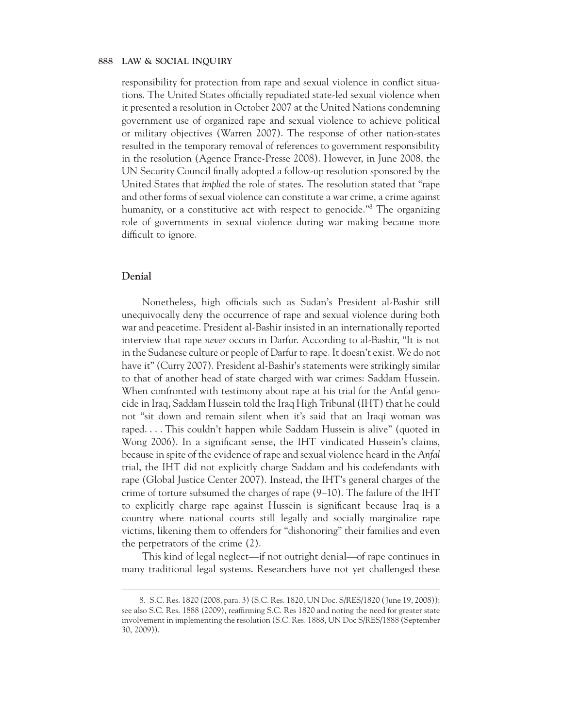responsibility for protection from rape and sexual violence in conflict situations. The United States officially repudiated state-led sexual violence when it presented a resolution in October 2007 at the United Nations condemning government use of organized rape and sexual violence to achieve political or military objectives (Warren 2007). The response of other nation-states resulted in the temporary removal of references to government responsibility in the resolution (Agence France-Presse 2008). However, in June 2008, the UN Security Council finally adopted a follow-up resolution sponsored by the United States that *implied* the role of states. The resolution stated that "rape and other forms of sexual violence can constitute a war crime, a crime against humanity, or a constitutive act with respect to genocide."[8] The organizing role of governments in sexual violence during war making became more difficult to ignore.

## Denial

Nonetheless, high officials such as Sudan's President al-Bashir still unequivocally deny the occurrence of rape and sexual violence during both war and peacetime. President al-Bashir insisted in an internationally reported interview that rape *never* occurs in Darfur. According to al-Bashir, "It is not in the Sudanese culture or people of Darfur to rape. It doesn't exist. We do not have it" (Curry 2007). President al-Bashir's statements were strikingly similar to that of another head of state charged with war crimes: Saddam Hussein. When confronted with testimony about rape at his trial for the Anfal genocide in Iraq, Saddam Hussein told the Iraq High Tribunal (IHT) that he could not "sit down and remain silent when it's said that an Iraqi woman was raped. . . . This couldn't happen while Saddam Hussein is alive" (quoted in Wong 2006). In a significant sense, the IHT vindicated Hussein's claims, because in spite of the evidence of rape and sexual violence heard in the *Anfal* trial, the IHT did not explicitly charge Saddam and his codefendants with rape (Global Justice Center 2007). Instead, the IHT's general charges of the crime of torture subsumed the charges of rape (9–10). The failure of the IHT to explicitly charge rape against Hussein is significant because Iraq is a country where national courts still legally and socially marginalize rape victims, likening them to offenders for "dishonoring" their families and even the perpetrators of the crime (2).

This kind of legal neglect—if not outright denial—of rape continues in many traditional legal systems. Researchers have not yet challenged these

8. S.C. Res. 1820 (2008, para. 3) (S.C. Res. 1820, UN Doc. S/RES/1820 (June 19, 2008)); see also S.C. Res. 1888 (2009), reaffirming S.C. Res 1820 and noting the need for greater state involvement in implementing the resolution (S.C. Res. 1888, UN Doc S/RES/1888 (September 30, 2009)).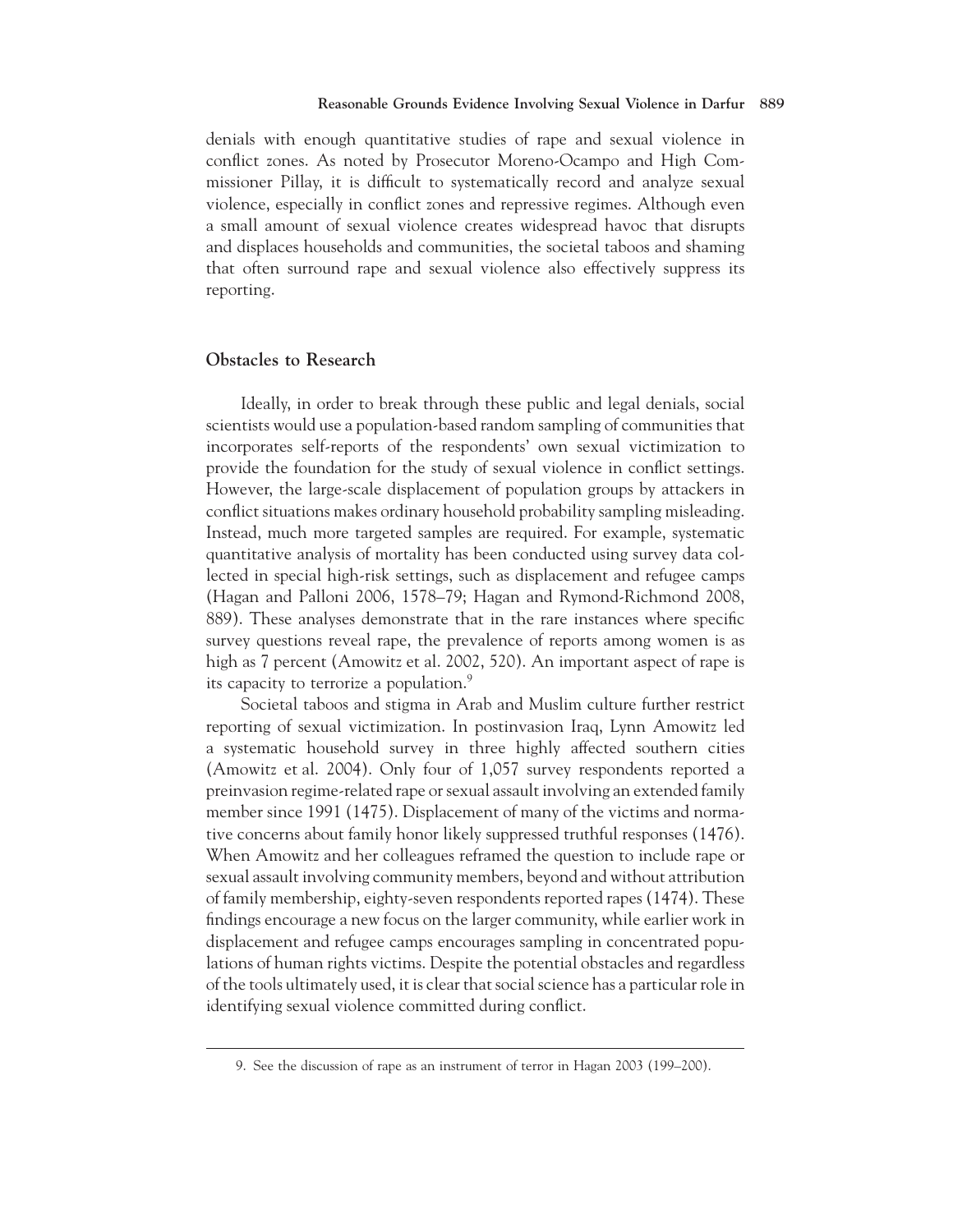denials with enough quantitative studies of rape and sexual violence in conflict zones. As noted by Prosecutor Moreno-Ocampo and High Commissioner Pillay, it is difficult to systematically record and analyze sexual violence, especially in conflict zones and repressive regimes. Although even a small amount of sexual violence creates widespread havoc that disrupts and displaces households and communities, the societal taboos and shaming that often surround rape and sexual violence also effectively suppress its reporting.

## Obstacles to Research

Ideally, in order to break through these public and legal denials, social scientists would use a population-based random sampling of communities that incorporates self-reports of the respondents' own sexual victimization to provide the foundation for the study of sexual violence in conflict settings. However, the large-scale displacement of population groups by attackers in conflict situations makes ordinary household probability sampling misleading. Instead, much more targeted samples are required. For example, systematic quantitative analysis of mortality has been conducted using survey data collected in special high-risk settings, such as displacement and refugee camps (Hagan and Palloni 2006, 1578–79; Hagan and Rymond-Richmond 2008, 889). These analyses demonstrate that in the rare instances where specific survey questions reveal rape, the prevalence of reports among women is as high as 7 percent (Amowitz et al. 2002, 520). An important aspect of rape is its capacity to terrorize a population.[9]

Societal taboos and stigma in Arab and Muslim culture further restrict reporting of sexual victimization. In postinvasion Iraq, Lynn Amowitz led a systematic household survey in three highly affected southern cities (Amowitz et al. 2004). Only four of 1,057 survey respondents reported a preinvasion regime-related rape or sexual assault involving an extended family member since 1991 (1475). Displacement of many of the victims and normative concerns about family honor likely suppressed truthful responses (1476). When Amowitz and her colleagues reframed the question to include rape or sexual assault involving community members, beyond and without attribution of family membership, eighty-seven respondents reported rapes (1474). These findings encourage a new focus on the larger community, while earlier work in displacement and refugee camps encourages sampling in concentrated populations of human rights victims. Despite the potential obstacles and regardless of the tools ultimately used, it is clear that social science has a particular role in identifying sexual violence committed during conflict.

9. See the discussion of rape as an instrument of terror in Hagan 2003 (199–200).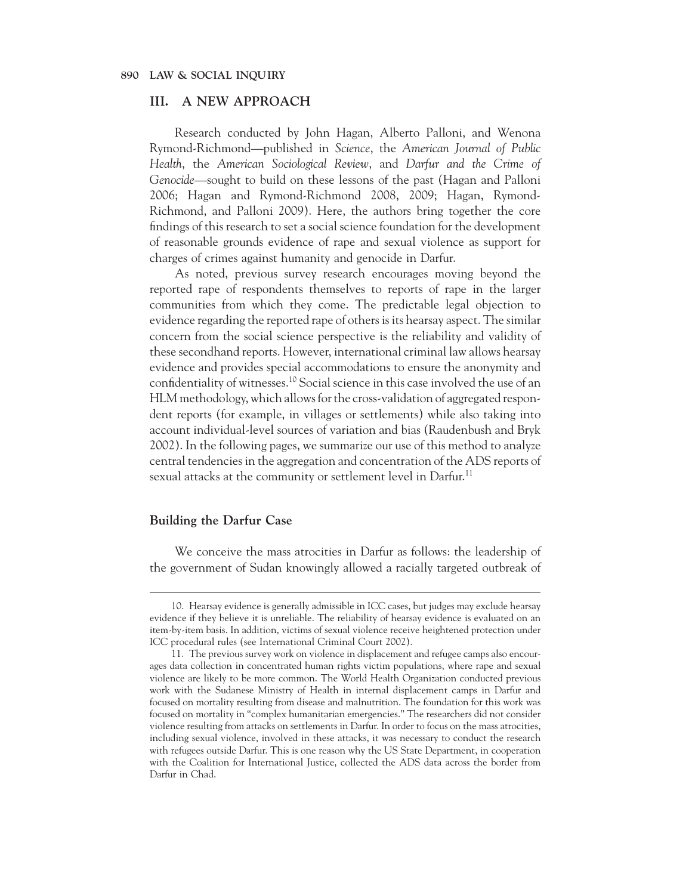## III. A NEW APPROACH

Research conducted by John Hagan, Alberto Palloni, and Wenona Rymond-Richmond—published in *Science*, the *American Journal of Public Health*, the *American Sociological Review*, and *Darfur and the Crime of Genocide*—sought to build on these lessons of the past (Hagan and Palloni 2006; Hagan and Rymond-Richmond 2008, 2009; Hagan, Rymond-Richmond, and Palloni 2009). Here, the authors bring together the core findings of this research to set a social science foundation for the development of reasonable grounds evidence of rape and sexual violence as support for charges of crimes against humanity and genocide in Darfur.

As noted, previous survey research encourages moving beyond the reported rape of respondents themselves to reports of rape in the larger communities from which they come. The predictable legal objection to evidence regarding the reported rape of others is its hearsay aspect. The similar concern from the social science perspective is the reliability and validity of these secondhand reports. However, international criminal law allows hearsay evidence and provides special accommodations to ensure the anonymity and confidentiality of witnesses.[10] Social science in this case involved the use of an HLM methodology, which allows for the cross-validation of aggregated respondent reports (for example, in villages or settlements) while also taking into account individual-level sources of variation and bias (Raudenbush and Bryk 2002). In the following pages, we summarize our use of this method to analyze central tendencies in the aggregation and concentration of the ADS reports of sexual attacks at the community or settlement level in Darfur.[11]

### Building the Darfur Case

We conceive the mass atrocities in Darfur as follows: the leadership of the government of Sudan knowingly allowed a racially targeted outbreak of

---

10. Hearsay evidence is generally admissible in ICC cases, but judges may exclude hearsay evidence if they believe it is unreliable. The reliability of hearsay evidence is evaluated on an item-by-item basis. In addition, victims of sexual violence receive heightened protection under ICC procedural rules (see International Criminal Court 2002).

11. The previous survey work on violence in displacement and refugee camps also encourages data collection in concentrated human rights victim populations, where rape and sexual violence are likely to be more common. The World Health Organization conducted previous work with the Sudanese Ministry of Health in internal displacement camps in Darfur and focused on mortality resulting from disease and malnutrition. The foundation for this work was focused on mortality in "complex humanitarian emergencies." The researchers did not consider violence resulting from attacks on settlements in Darfur. In order to focus on the mass atrocities, including sexual violence, involved in these attacks, it was necessary to conduct the research with refugees outside Darfur. This is one reason why the US State Department, in cooperation with the Coalition for International Justice, collected the ADS data across the border from Darfur in Chad.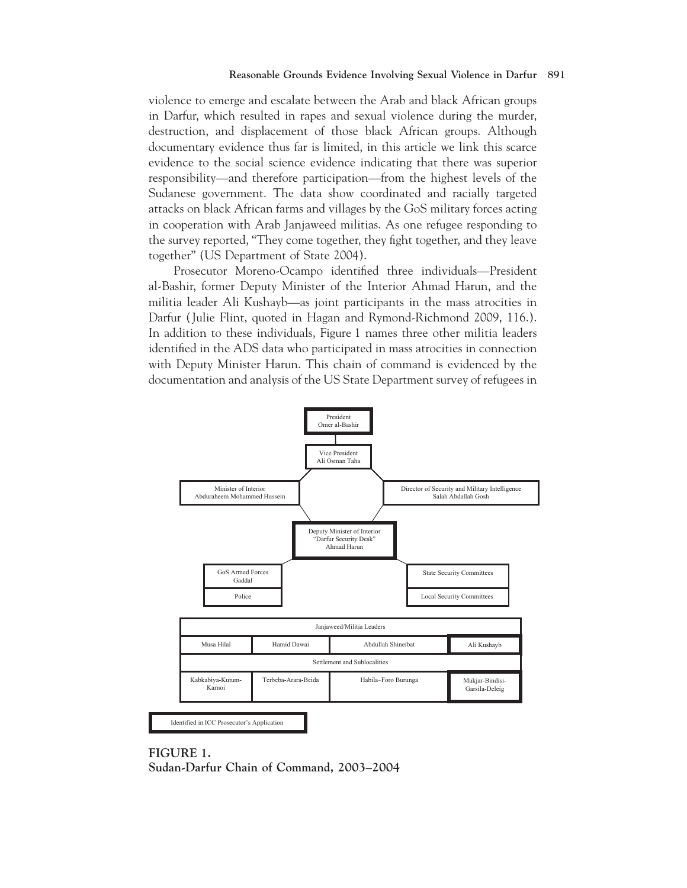violence to emerge and escalate between the Arab and black African groups in Darfur, which resulted in rapes and sexual violence during the murder, destruction, and displacement of those black African groups. Although documentary evidence thus far is limited, in this article we link this scarce evidence to the social science evidence indicating that there was superior responsibility—and therefore participation—from the highest levels of the Sudanese government. The data show coordinated and racially targeted attacks on black African farms and villages by the GoS military forces acting in cooperation with Arab Janjaweed militias. As one refugee responding to the survey reported, "They come together, they fight together, and they leave together" (US Department of State 2004).

Prosecutor Moreno-Ocampo identified three individuals—President al-Bashir, former Deputy Minister of the Interior Ahmad Harun, and the militia leader Ali Kushayb—as joint participants in the mass atrocities in Darfur (Julie Flint, quoted in Hagan and Rymond-Richmond 2009, 116.). In addition to these individuals, Figure 1 names three other militia leaders identified in the ADS data who participated in mass atrocities in connection with Deputy Minister Harun. This chain of command is evidenced by the documentation and analysis of the US State Department survey of refugees in

President
Omer al-Bashir

Vice President
Ali Osman Taha

Minister of Interior
Abduraheem Mohammed Hussein

Director of Security and Military Intelligence
Salah Abdallah Gosh

Deputy Minister of Interior
"Darfur Security Desk"
Ahmad Harun

GoS Armed Forces
Gaddal

Police

State Security Committees

Local Security Committees

| Janjaweed/Militia Leaders | | | |
|---|---|---|---|
| Musa Hilal | Hamid Dawai | Abdullah Shineibat | Ali Kushayb |
| Settlement and Sublocalities | | | |
| Kabkabiya-Kutum-Karnoi | Terbeba-Arara-Beida | Habila–Foro Burunga | Mukjar-Bindisi-Garsila-Deleig |

Identified in ICC Prosecutor's Application

**FIGURE 1.**
**Sudan-Darfur Chain of Command, 2003–2004**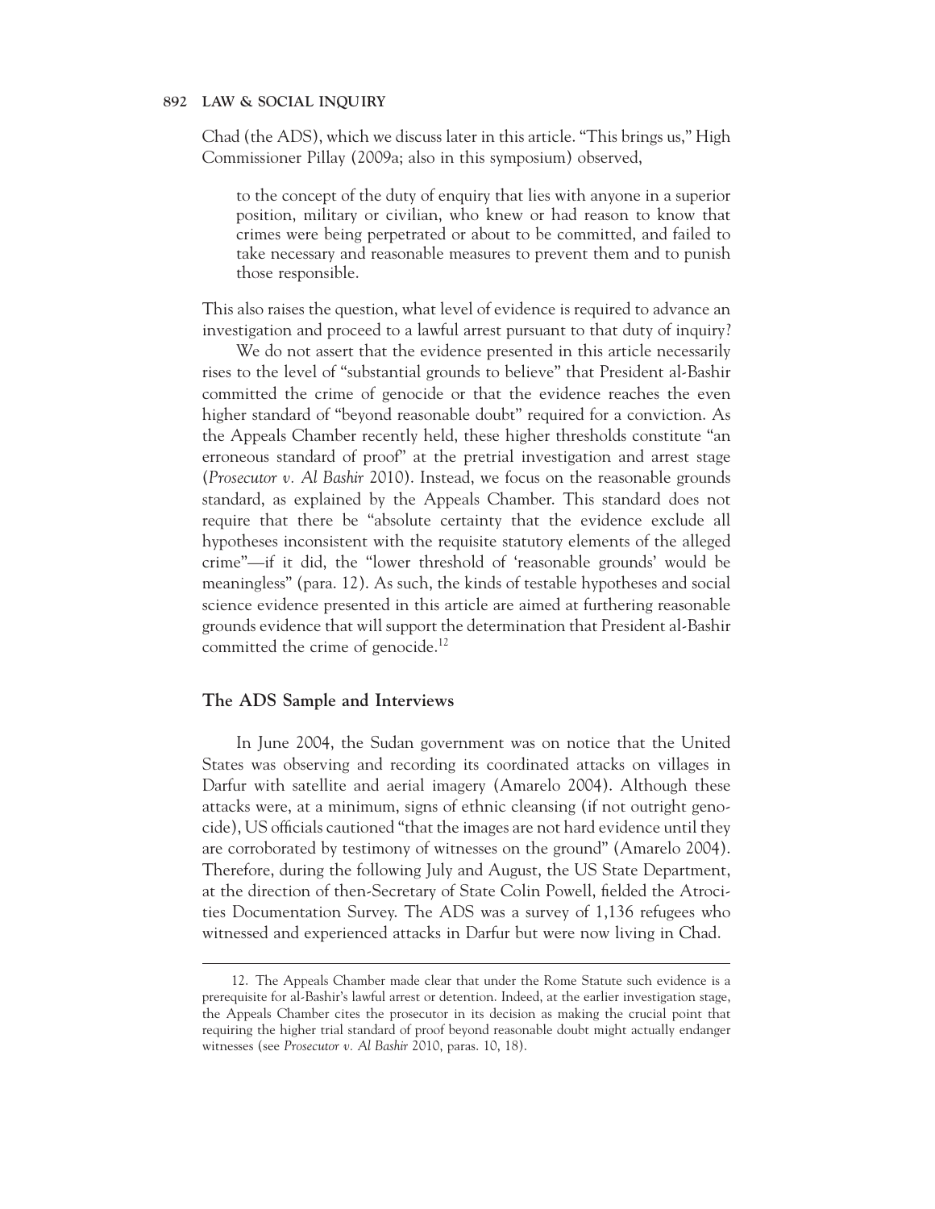Chad (the ADS), which we discuss later in this article. "This brings us," High Commissioner Pillay (2009a; also in this symposium) observed,

> to the concept of the duty of enquiry that lies with anyone in a superior position, military or civilian, who knew or had reason to know that crimes were being perpetrated or about to be committed, and failed to take necessary and reasonable measures to prevent them and to punish those responsible.

This also raises the question, what level of evidence is required to advance an investigation and proceed to a lawful arrest pursuant to that duty of inquiry?

We do not assert that the evidence presented in this article necessarily rises to the level of "substantial grounds to believe" that President al-Bashir committed the crime of genocide or that the evidence reaches the even higher standard of "beyond reasonable doubt" required for a conviction. As the Appeals Chamber recently held, these higher thresholds constitute "an erroneous standard of proof" at the pretrial investigation and arrest stage (*Prosecutor v. Al Bashir* 2010). Instead, we focus on the reasonable grounds standard, as explained by the Appeals Chamber. This standard does not require that there be "absolute certainty that the evidence exclude all hypotheses inconsistent with the requisite statutory elements of the alleged crime"—if it did, the "lower threshold of 'reasonable grounds' would be meaningless" (para. 12). As such, the kinds of testable hypotheses and social science evidence presented in this article are aimed at furthering reasonable grounds evidence that will support the determination that President al-Bashir committed the crime of genocide.[12]

## The ADS Sample and Interviews

In June 2004, the Sudan government was on notice that the United States was observing and recording its coordinated attacks on villages in Darfur with satellite and aerial imagery (Amarelo 2004). Although these attacks were, at a minimum, signs of ethnic cleansing (if not outright genocide), US officials cautioned "that the images are not hard evidence until they are corroborated by testimony of witnesses on the ground" (Amarelo 2004). Therefore, during the following July and August, the US State Department, at the direction of then-Secretary of State Colin Powell, fielded the Atrocities Documentation Survey. The ADS was a survey of 1,136 refugees who witnessed and experienced attacks in Darfur but were now living in Chad.

---

12. The Appeals Chamber made clear that under the Rome Statute such evidence is a prerequisite for al-Bashir's lawful arrest or detention. Indeed, at the earlier investigation stage, the Appeals Chamber cites the prosecutor in its decision as making the crucial point that requiring the higher trial standard of proof beyond reasonable doubt might actually endanger witnesses (see *Prosecutor v. Al Bashir* 2010, paras. 10, 18).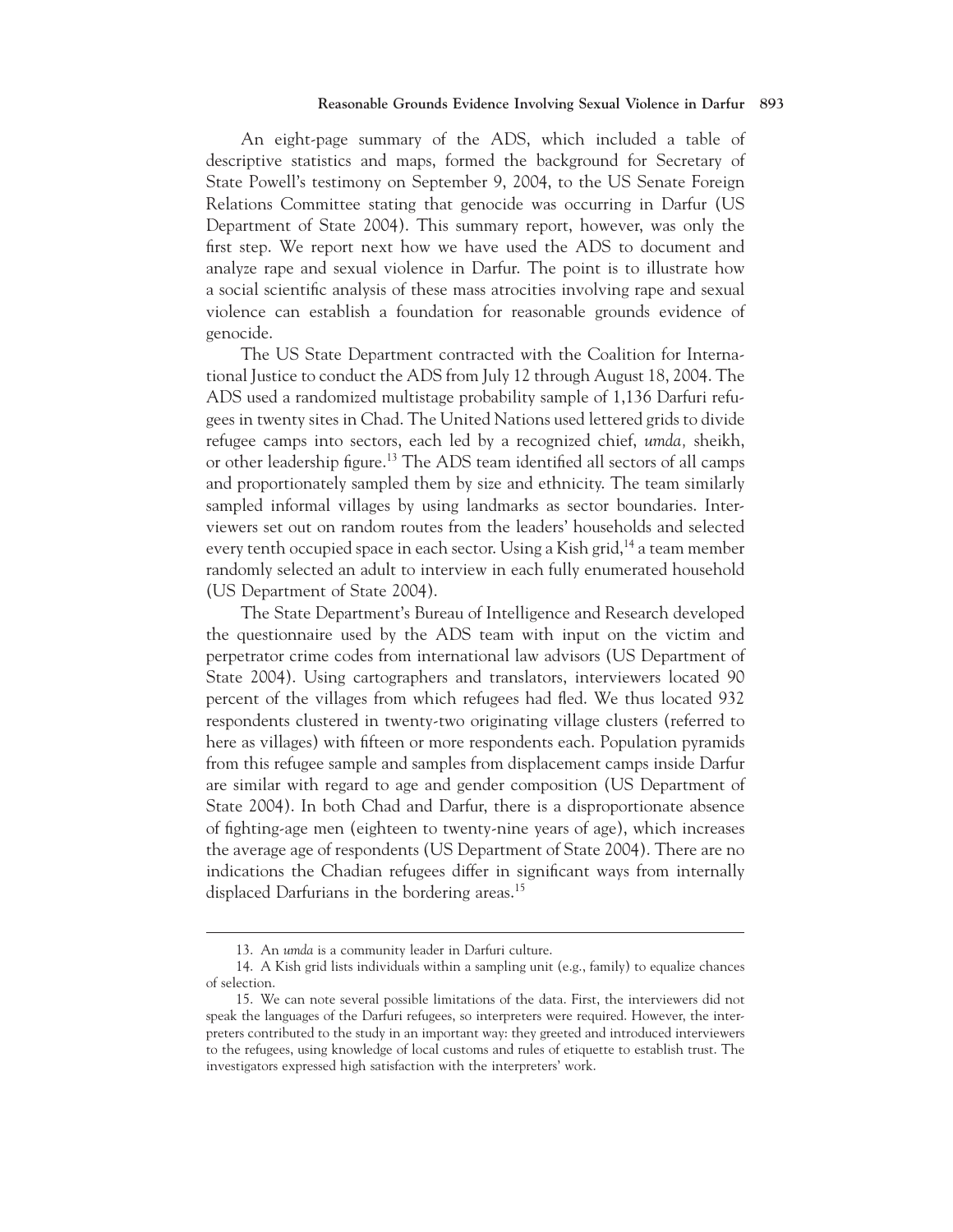An eight-page summary of the ADS, which included a table of descriptive statistics and maps, formed the background for Secretary of State Powell's testimony on September 9, 2004, to the US Senate Foreign Relations Committee stating that genocide was occurring in Darfur (US Department of State 2004). This summary report, however, was only the first step. We report next how we have used the ADS to document and analyze rape and sexual violence in Darfur. The point is to illustrate how a social scientific analysis of these mass atrocities involving rape and sexual violence can establish a foundation for reasonable grounds evidence of genocide.

The US State Department contracted with the Coalition for International Justice to conduct the ADS from July 12 through August 18, 2004. The ADS used a randomized multistage probability sample of 1,136 Darfuri refugees in twenty sites in Chad. The United Nations used lettered grids to divide refugee camps into sectors, each led by a recognized chief, *umda,* sheikh, or other leadership figure.[13] The ADS team identified all sectors of all camps and proportionately sampled them by size and ethnicity. The team similarly sampled informal villages by using landmarks as sector boundaries. Interviewers set out on random routes from the leaders' households and selected every tenth occupied space in each sector. Using a Kish grid,[14] a team member randomly selected an adult to interview in each fully enumerated household (US Department of State 2004).

The State Department's Bureau of Intelligence and Research developed the questionnaire used by the ADS team with input on the victim and perpetrator crime codes from international law advisors (US Department of State 2004). Using cartographers and translators, interviewers located 90 percent of the villages from which refugees had fled. We thus located 932 respondents clustered in twenty-two originating village clusters (referred to here as villages) with fifteen or more respondents each. Population pyramids from this refugee sample and samples from displacement camps inside Darfur are similar with regard to age and gender composition (US Department of State 2004). In both Chad and Darfur, there is a disproportionate absence of fighting-age men (eighteen to twenty-nine years of age), which increases the average age of respondents (US Department of State 2004). There are no indications the Chadian refugees differ in significant ways from internally displaced Darfurians in the bordering areas.[15]

---

13. An *umda* is a community leader in Darfuri culture.

14. A Kish grid lists individuals within a sampling unit (e.g., family) to equalize chances of selection.

15. We can note several possible limitations of the data. First, the interviewers did not speak the languages of the Darfuri refugees, so interpreters were required. However, the interpreters contributed to the study in an important way: they greeted and introduced interviewers to the refugees, using knowledge of local customs and rules of etiquette to establish trust. The investigators expressed high satisfaction with the interpreters' work.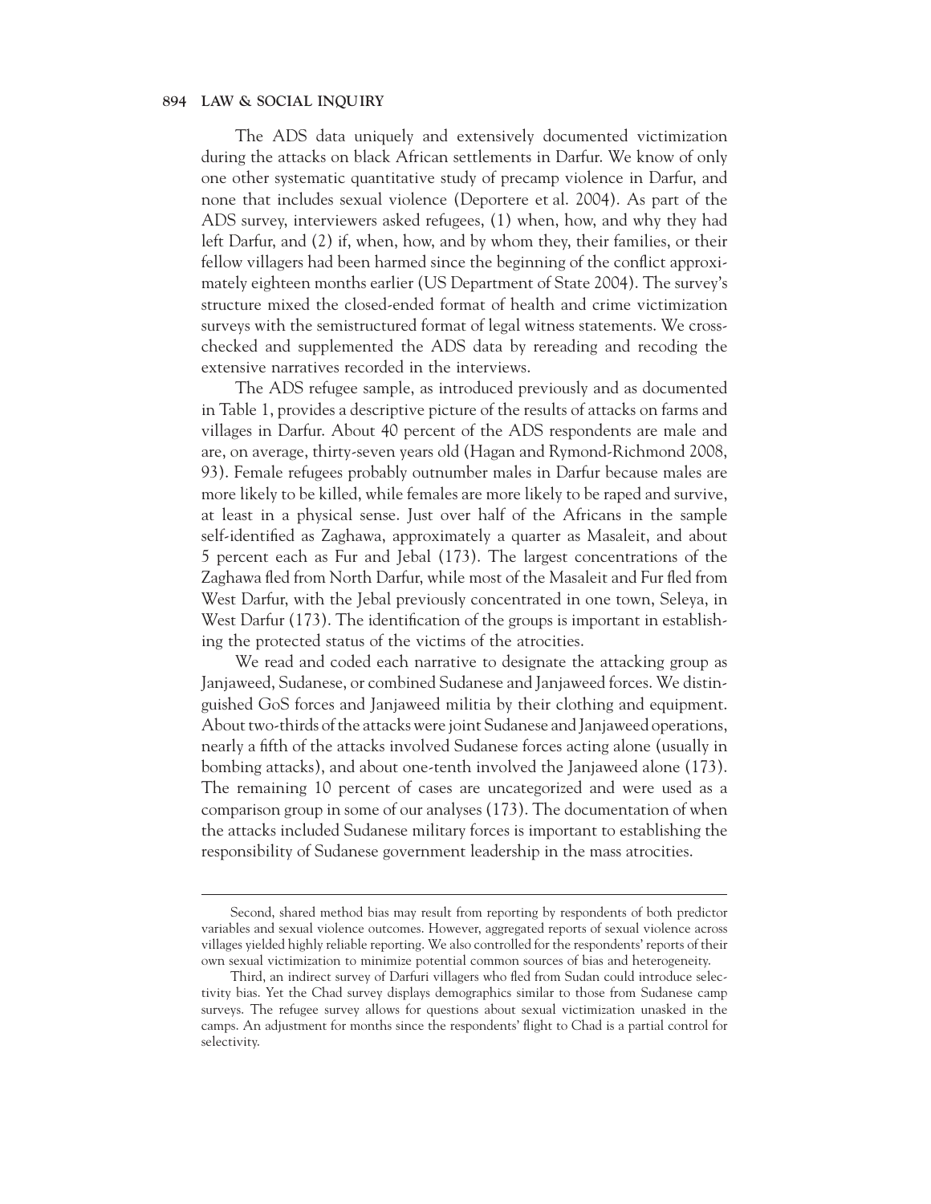The ADS data uniquely and extensively documented victimization during the attacks on black African settlements in Darfur. We know of only one other systematic quantitative study of precamp violence in Darfur, and none that includes sexual violence (Depoortere et al. 2004). As part of the ADS survey, interviewers asked refugees, (1) when, how, and why they had left Darfur, and (2) if, when, how, and by whom they, their families, or their fellow villagers had been harmed since the beginning of the conflict approximately eighteen months earlier (US Department of State 2004). The survey's structure mixed the closed-ended format of health and crime victimization surveys with the semistructured format of legal witness statements. We cross-checked and supplemented the ADS data by rereading and recoding the extensive narratives recorded in the interviews.

The ADS refugee sample, as introduced previously and as documented in Table 1, provides a descriptive picture of the results of attacks on farms and villages in Darfur. About 40 percent of the ADS respondents are male and are, on average, thirty-seven years old (Hagan and Rymond-Richmond 2008, 93). Female refugees probably outnumber males in Darfur because males are more likely to be killed, while females are more likely to be raped and survive, at least in a physical sense. Just over half of the Africans in the sample self-identified as Zaghawa, approximately a quarter as Masaleit, and about 5 percent each as Fur and Jebal (173). The largest concentrations of the Zaghawa fled from North Darfur, while most of the Masaleit and Fur fled from West Darfur, with the Jebal previously concentrated in one town, Seleya, in West Darfur (173). The identification of the groups is important in establishing the protected status of the victims of the atrocities.

We read and coded each narrative to designate the attacking group as Janjaweed, Sudanese, or combined Sudanese and Janjaweed forces. We distinguished GoS forces and Janjaweed militia by their clothing and equipment. About two-thirds of the attacks were joint Sudanese and Janjaweed operations, nearly a fifth of the attacks involved Sudanese forces acting alone (usually in bombing attacks), and about one-tenth involved the Janjaweed alone (173). The remaining 10 percent of cases are uncategorized and were used as a comparison group in some of our analyses (173). The documentation of when the attacks included Sudanese military forces is important to establishing the responsibility of Sudanese government leadership in the mass atrocities.

---

Second, shared method bias may result from reporting by respondents of both predictor variables and sexual violence outcomes. However, aggregated reports of sexual violence across villages yielded highly reliable reporting. We also controlled for the respondents' reports of their own sexual victimization to minimize potential common sources of bias and heterogeneity.

Third, an indirect survey of Darfuri villagers who fled from Sudan could introduce selectivity bias. Yet the Chad survey displays demographics similar to those from Sudanese camp surveys. The refugee survey allows for questions about sexual victimization unasked in the camps. An adjustment for months since the respondents' flight to Chad is a partial control for selectivity.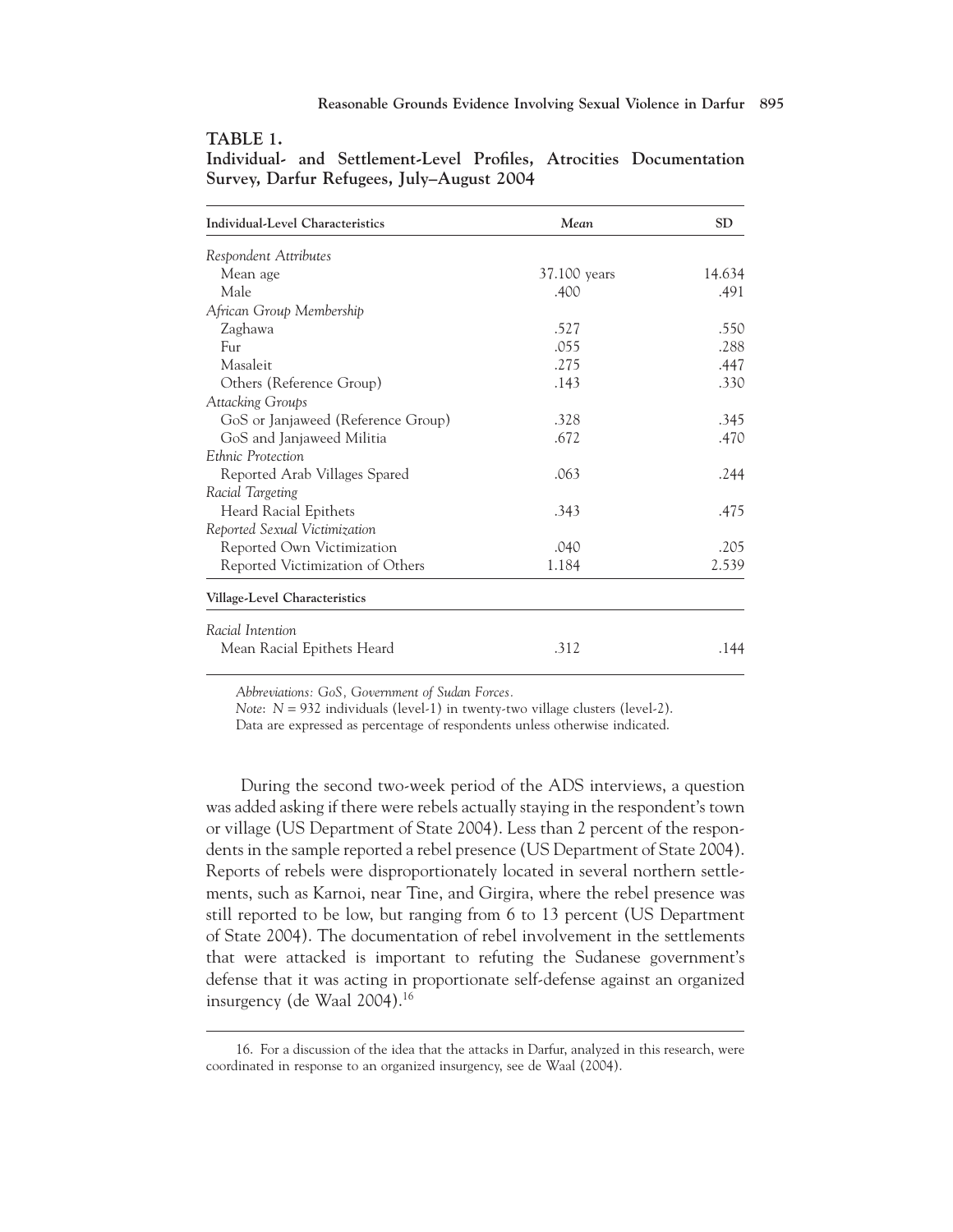**TABLE 1.**
**Individual- and Settlement-Level Profiles, Atrocities Documentation Survey, Darfur Refugees, July–August 2004**

| Individual-Level Characteristics | *Mean* | SD |
|---|---|---|
| *Respondent Attributes* | | |
| Mean age | 37.100 years | 14.634 |
| Male | .400 | .491 |
| *African Group Membership* | | |
| Zaghawa | .527 | .550 |
| Fur | .055 | .288 |
| Masaleit | .275 | .447 |
| Others (Reference Group) | .143 | .330 |
| *Attacking Groups* | | |
| GoS or Janjaweed (Reference Group) | .328 | .345 |
| GoS and Janjaweed Militia | .672 | .470 |
| *Ethnic Protection* | | |
| Reported Arab Villages Spared | .063 | .244 |
| *Racial Targeting* | | |
| Heard Racial Epithets | .343 | .475 |
| *Reported Sexual Victimization* | | |
| Reported Own Victimization | .040 | .205 |
| Reported Victimization of Others | 1.184 | 2.539 |
| **Village-Level Characteristics** | | |
| *Racial Intention* | | |
| Mean Racial Epithets Heard | .312 | .144 |

*Abbreviations: GoS, Government of Sudan Forces.*

*Note*: $N = 932$ individuals (level-1) in twenty-two village clusters (level-2).

Data are expressed as percentage of respondents unless otherwise indicated.

During the second two-week period of the ADS interviews, a question was added asking if there were rebels actually staying in the respondent's town or village (US Department of State 2004). Less than 2 percent of the respondents in the sample reported a rebel presence (US Department of State 2004). Reports of rebels were disproportionately located in several northern settlements, such as Karnoi, near Tine, and Girgira, where the rebel presence was still reported to be low, but ranging from 6 to 13 percent (US Department of State 2004). The documentation of rebel involvement in the settlements that were attacked is important to refuting the Sudanese government's defense that it was acting in proportionate self-defense against an organized insurgency (de Waal 2004).[16]

16. For a discussion of the idea that the attacks in Darfur, analyzed in this research, were coordinated in response to an organized insurgency, see de Waal (2004).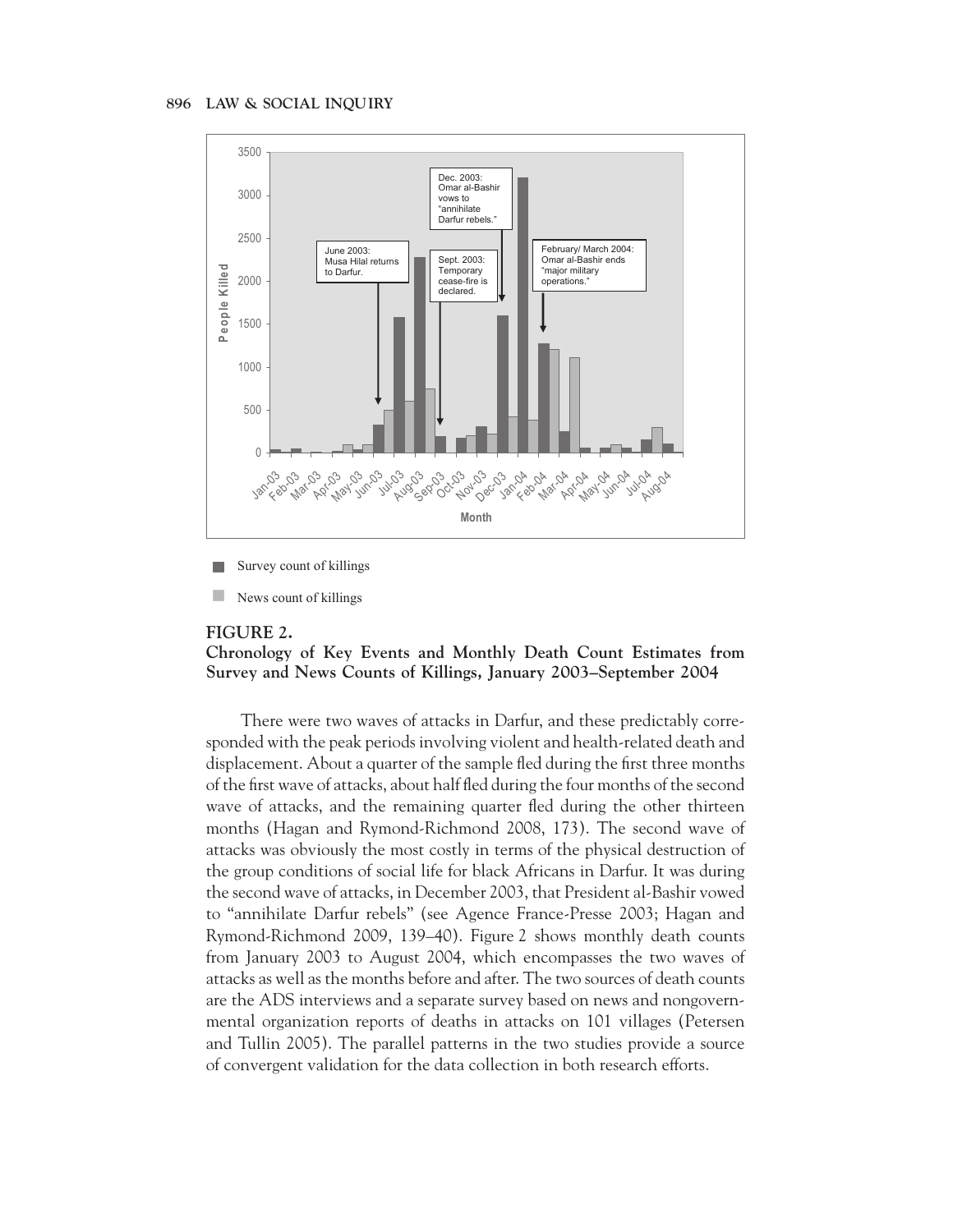Survey count of killings

News count of killings

**FIGURE 2.**
**Chronology of Key Events and Monthly Death Count Estimates from Survey and News Counts of Killings, January 2003–September 2004**

There were two waves of attacks in Darfur, and these predictably corresponded with the peak periods involving violent and health-related death and displacement. About a quarter of the sample fled during the first three months of the first wave of attacks, about half fled during the four months of the second wave of attacks, and the remaining quarter fled during the other thirteen months (Hagan and Rymond-Richmond 2008, 173). The second wave of attacks was obviously the most costly in terms of the physical destruction of the group conditions of social life for black Africans in Darfur. It was during the second wave of attacks, in December 2003, that President al-Bashir vowed to "annihilate Darfur rebels" (see Agence France-Presse 2003; Hagan and Rymond-Richmond 2009, 139–40). Figure 2 shows monthly death counts from January 2003 to August 2004, which encompasses the two waves of attacks as well as the months before and after. The two sources of death counts are the ADS interviews and a separate survey based on news and nongovernmental organization reports of deaths in attacks on 101 villages (Petersen and Tullin 2005). The parallel patterns in the two studies provide a source of convergent validation for the data collection in both research efforts.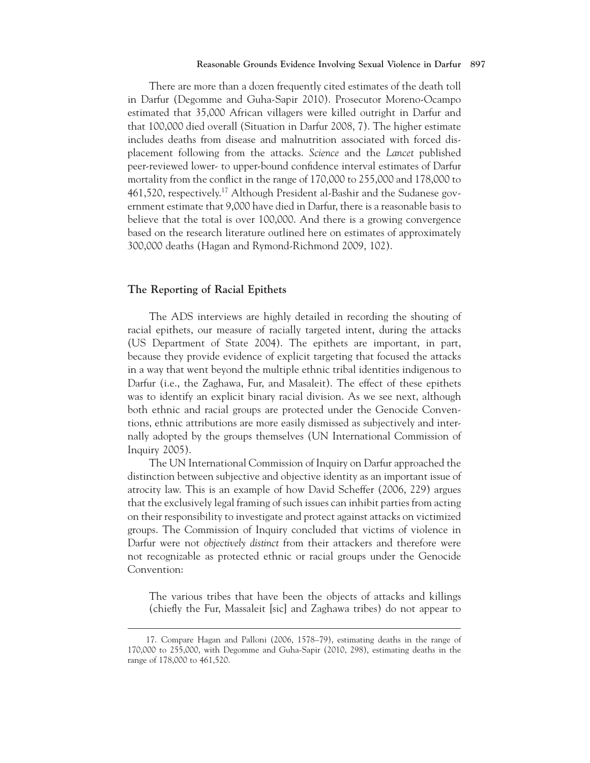There are more than a dozen frequently cited estimates of the death toll in Darfur (Degomme and Guha-Sapir 2010). Prosecutor Moreno-Ocampo estimated that 35,000 African villagers were killed outright in Darfur and that 100,000 died overall (Situation in Darfur 2008, 7). The higher estimate includes deaths from disease and malnutrition associated with forced displacement following from the attacks. *Science* and the *Lancet* published peer-reviewed lower- to upper-bound confidence interval estimates of Darfur mortality from the conflict in the range of 170,000 to 255,000 and 178,000 to 461,520, respectively.[17] Although President al-Bashir and the Sudanese government estimate that 9,000 have died in Darfur, there is a reasonable basis to believe that the total is over 100,000. And there is a growing convergence based on the research literature outlined here on estimates of approximately 300,000 deaths (Hagan and Rymond-Richmond 2009, 102).

## The Reporting of Racial Epithets

The ADS interviews are highly detailed in recording the shouting of racial epithets, our measure of racially targeted intent, during the attacks (US Department of State 2004). The epithets are important, in part, because they provide evidence of explicit targeting that focused the attacks in a way that went beyond the multiple ethnic tribal identities indigenous to Darfur (i.e., the Zaghawa, Fur, and Masaleit). The effect of these epithets was to identify an explicit binary racial division. As we see next, although both ethnic and racial groups are protected under the Genocide Conventions, ethnic attributions are more easily dismissed as subjectively and internally adopted by the groups themselves (UN International Commission of Inquiry 2005).

The UN International Commission of Inquiry on Darfur approached the distinction between subjective and objective identity as an important issue of atrocity law. This is an example of how David Scheffer (2006, 229) argues that the exclusively legal framing of such issues can inhibit parties from acting on their responsibility to investigate and protect against attacks on victimized groups. The Commission of Inquiry concluded that victims of violence in Darfur were not *objectively distinct* from their attackers and therefore were not recognizable as protected ethnic or racial groups under the Genocide Convention:

> The various tribes that have been the objects of attacks and killings (chiefly the Fur, Massaleit [sic] and Zaghawa tribes) do not appear to

---

17. Compare Hagan and Palloni (2006, 1578–79), estimating deaths in the range of 170,000 to 255,000, with Degomme and Guha-Sapir (2010, 298), estimating deaths in the range of 178,000 to 461,520.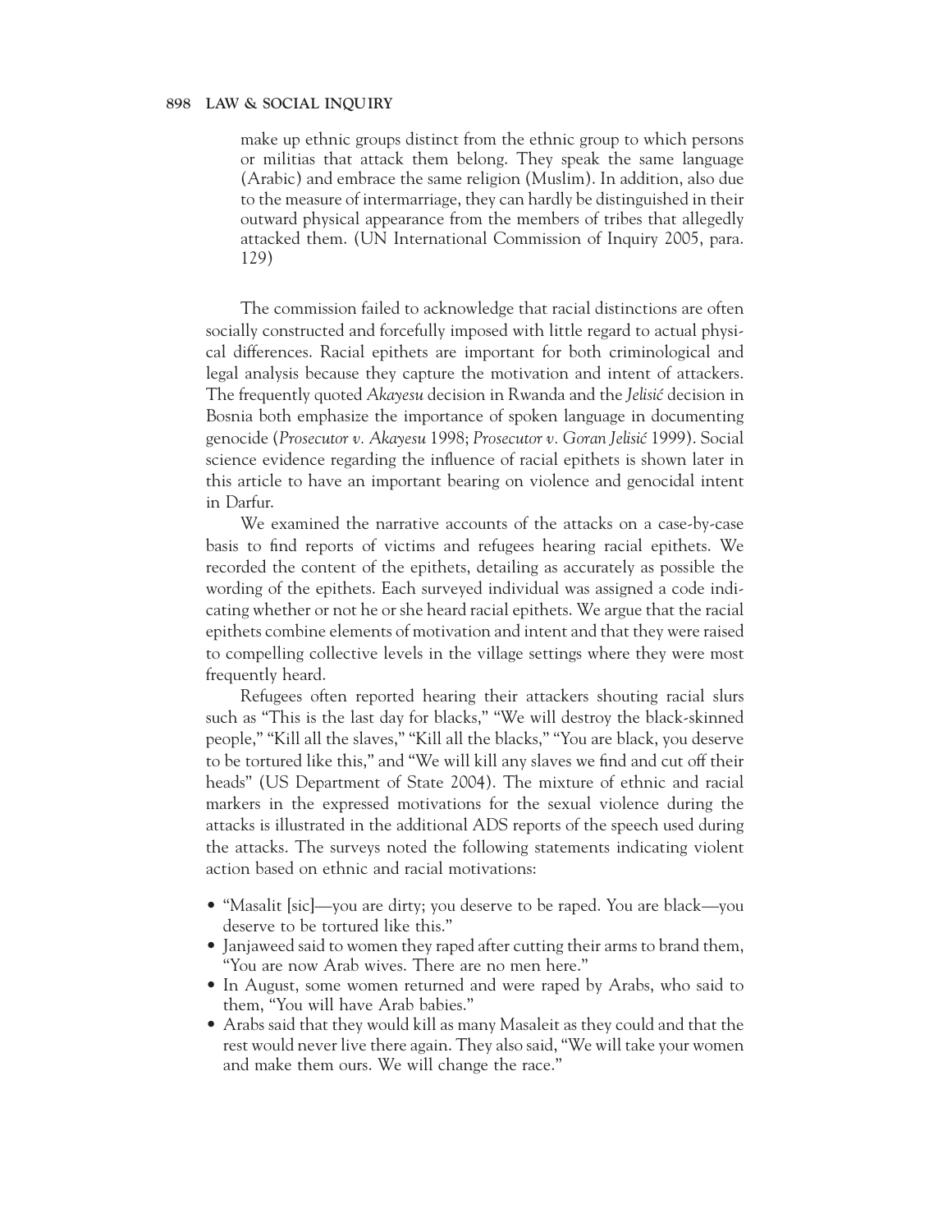make up ethnic groups distinct from the ethnic group to which persons or militias that attack them belong. They speak the same language (Arabic) and embrace the same religion (Muslim). In addition, also due to the measure of intermarriage, they can hardly be distinguished in their outward physical appearance from the members of tribes that allegedly attacked them. (UN International Commission of Inquiry 2005, para. 129)

The commission failed to acknowledge that racial distinctions are often socially constructed and forcefully imposed with little regard to actual physical differences. Racial epithets are important for both criminological and legal analysis because they capture the motivation and intent of attackers. The frequently quoted *Akayesu* decision in Rwanda and the *Jelisić* decision in Bosnia both emphasize the importance of spoken language in documenting genocide (*Prosecutor v. Akayesu* 1998; *Prosecutor v. Goran Jelisić* 1999). Social science evidence regarding the influence of racial epithets is shown later in this article to have an important bearing on violence and genocidal intent in Darfur.

We examined the narrative accounts of the attacks on a case-by-case basis to find reports of victims and refugees hearing racial epithets. We recorded the content of the epithets, detailing as accurately as possible the wording of the epithets. Each surveyed individual was assigned a code indicating whether or not he or she heard racial epithets. We argue that the racial epithets combine elements of motivation and intent and that they were raised to compelling collective levels in the village settings where they were most frequently heard.

Refugees often reported hearing their attackers shouting racial slurs such as "This is the last day for blacks," "We will destroy the black-skinned people," "Kill all the slaves," "Kill all the blacks," "You are black, you deserve to be tortured like this," and "We will kill any slaves we find and cut off their heads" (US Department of State 2004). The mixture of ethnic and racial markers in the expressed motivations for the sexual violence during the attacks is illustrated in the additional ADS reports of the speech used during the attacks. The surveys noted the following statements indicating violent action based on ethnic and racial motivations:

- "Masalit [sic]—you are dirty; you deserve to be raped. You are black—you deserve to be tortured like this."
- Janjaweed said to women they raped after cutting their arms to brand them, "You are now Arab wives. There are no men here."
- In August, some women returned and were raped by Arabs, who said to them, "You will have Arab babies."
- Arabs said that they would kill as many Masaleit as they could and that the rest would never live there again. They also said, "We will take your women and make them ours. We will change the race."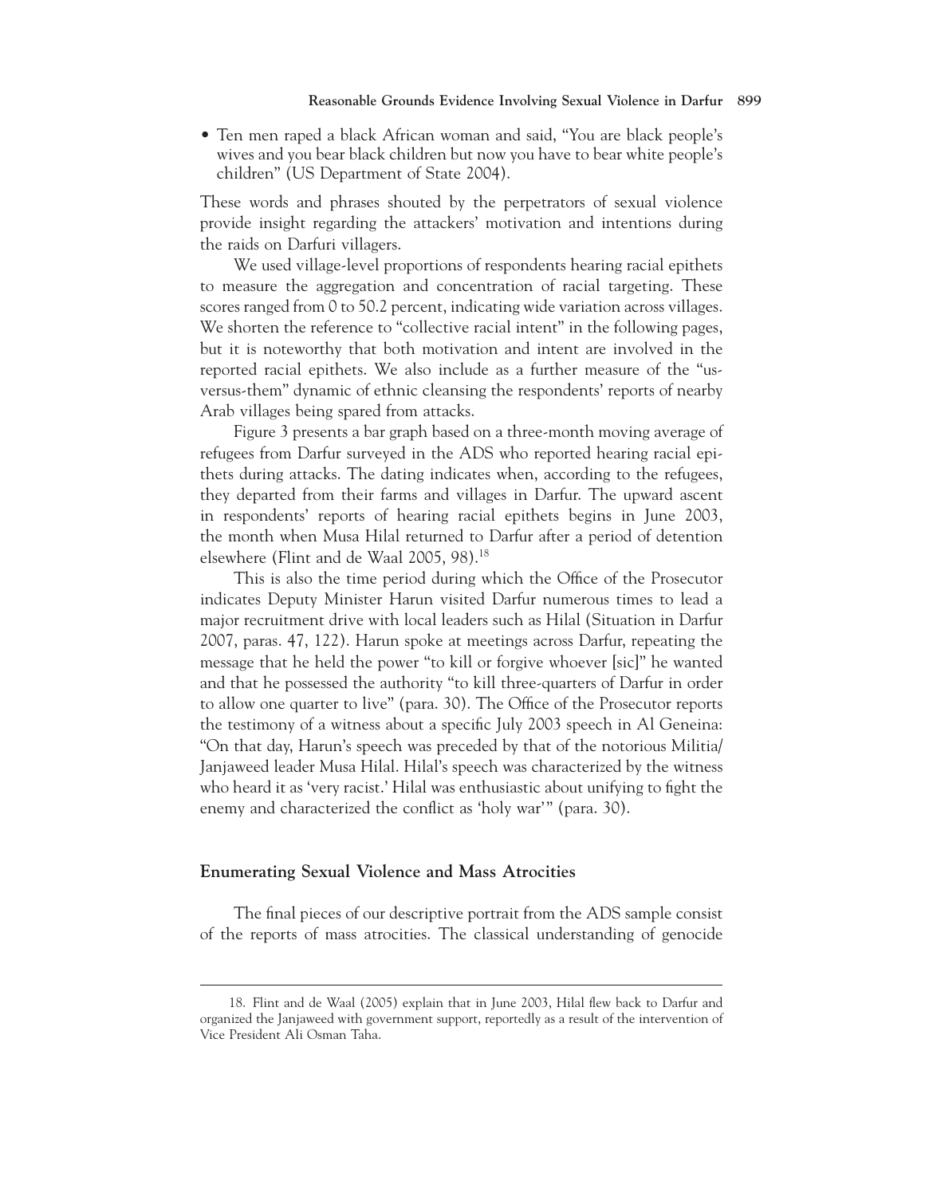- Ten men raped a black African woman and said, "You are black people's wives and you bear black children but now you have to bear white people's children" (US Department of State 2004).

These words and phrases shouted by the perpetrators of sexual violence provide insight regarding the attackers' motivation and intentions during the raids on Darfuri villagers.

We used village-level proportions of respondents hearing racial epithets to measure the aggregation and concentration of racial targeting. These scores ranged from 0 to 50.2 percent, indicating wide variation across villages. We shorten the reference to "collective racial intent" in the following pages, but it is noteworthy that both motivation and intent are involved in the reported racial epithets. We also include as a further measure of the "us-versus-them" dynamic of ethnic cleansing the respondents' reports of nearby Arab villages being spared from attacks.

Figure 3 presents a bar graph based on a three-month moving average of refugees from Darfur surveyed in the ADS who reported hearing racial epithets during attacks. The dating indicates when, according to the refugees, they departed from their farms and villages in Darfur. The upward ascent in respondents' reports of hearing racial epithets begins in June 2003, the month when Musa Hilal returned to Darfur after a period of detention elsewhere (Flint and de Waal 2005, 98).[18]

This is also the time period during which the Office of the Prosecutor indicates Deputy Minister Harun visited Darfur numerous times to lead a major recruitment drive with local leaders such as Hilal (Situation in Darfur 2007, paras. 47, 122). Harun spoke at meetings across Darfur, repeating the message that he held the power "to kill or forgive whoever [sic]" he wanted and that he possessed the authority "to kill three-quarters of Darfur in order to allow one quarter to live" (para. 30). The Office of the Prosecutor reports the testimony of a witness about a specific July 2003 speech in Al Geneina: "On that day, Harun's speech was preceded by that of the notorious Militia/Janjaweed leader Musa Hilal. Hilal's speech was characterized by the witness who heard it as 'very racist.' Hilal was enthusiastic about unifying to fight the enemy and characterized the conflict as 'holy war'" (para. 30).

## Enumerating Sexual Violence and Mass Atrocities

The final pieces of our descriptive portrait from the ADS sample consist of the reports of mass atrocities. The classical understanding of genocide

---

18. Flint and de Waal (2005) explain that in June 2003, Hilal flew back to Darfur and organized the Janjaweed with government support, reportedly as a result of the intervention of Vice President Ali Osman Taha.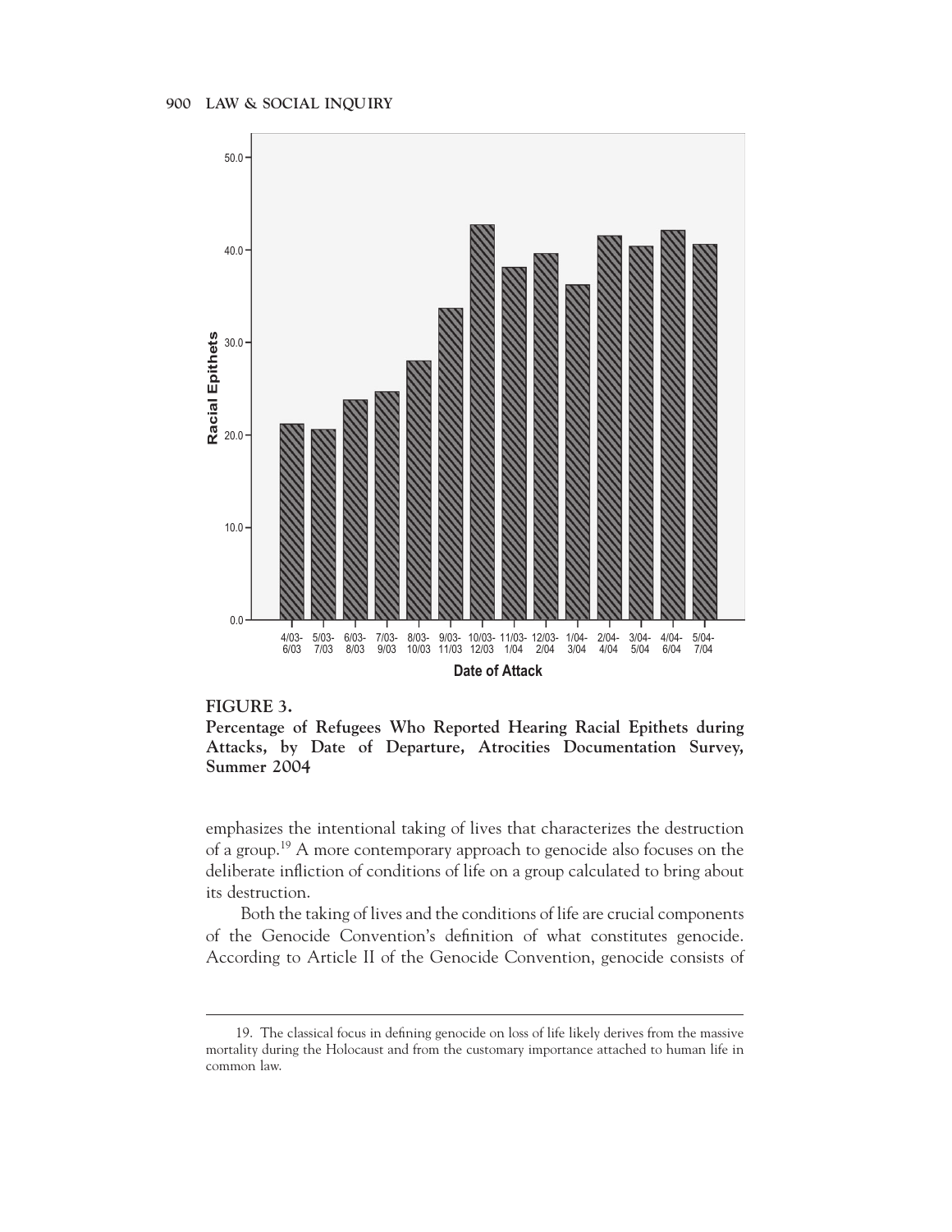**FIGURE 3.**
**Percentage of Refugees Who Reported Hearing Racial Epithets during Attacks, by Date of Departure, Atrocities Documentation Survey, Summer 2004**

emphasizes the intentional taking of lives that characterizes the destruction of a group.[19] A more contemporary approach to genocide also focuses on the deliberate infliction of conditions of life on a group calculated to bring about its destruction.

Both the taking of lives and the conditions of life are crucial components of the Genocide Convention's definition of what constitutes genocide. According to Article II of the Genocide Convention, genocide consists of

19. The classical focus in defining genocide on loss of life likely derives from the massive mortality during the Holocaust and from the customary importance attached to human life in common law.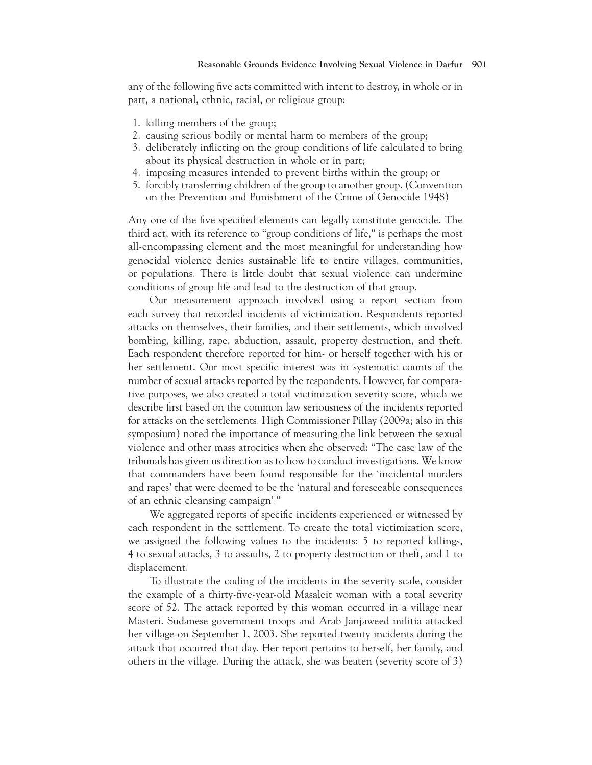any of the following five acts committed with intent to destroy, in whole or in part, a national, ethnic, racial, or religious group:

1. killing members of the group;
2. causing serious bodily or mental harm to members of the group;
3. deliberately inflicting on the group conditions of life calculated to bring about its physical destruction in whole or in part;
4. imposing measures intended to prevent births within the group; or
5. forcibly transferring children of the group to another group. (Convention on the Prevention and Punishment of the Crime of Genocide 1948)

Any one of the five specified elements can legally constitute genocide. The third act, with its reference to "group conditions of life," is perhaps the most all-encompassing element and the most meaningful for understanding how genocidal violence denies sustainable life to entire villages, communities, or populations. There is little doubt that sexual violence can undermine conditions of group life and lead to the destruction of that group.

Our measurement approach involved using a report section from each survey that recorded incidents of victimization. Respondents reported attacks on themselves, their families, and their settlements, which involved bombing, killing, rape, abduction, assault, property destruction, and theft. Each respondent therefore reported for him- or herself together with his or her settlement. Our most specific interest was in systematic counts of the number of sexual attacks reported by the respondents. However, for comparative purposes, we also created a total victimization severity score, which we describe first based on the common law seriousness of the incidents reported for attacks on the settlements. High Commissioner Pillay (2009a; also in this symposium) noted the importance of measuring the link between the sexual violence and other mass atrocities when she observed: "The case law of the tribunals has given us direction as to how to conduct investigations. We know that commanders have been found responsible for the 'incidental murders and rapes' that were deemed to be the 'natural and foreseeable consequences of an ethnic cleansing campaign'."

We aggregated reports of specific incidents experienced or witnessed by each respondent in the settlement. To create the total victimization score, we assigned the following values to the incidents: 5 to reported killings, 4 to sexual attacks, 3 to assaults, 2 to property destruction or theft, and 1 to displacement.

To illustrate the coding of the incidents in the severity scale, consider the example of a thirty-five-year-old Masaleit woman with a total severity score of 52. The attack reported by this woman occurred in a village near Masteri. Sudanese government troops and Arab Janjaweed militia attacked her village on September 1, 2003. She reported twenty incidents during the attack that occurred that day. Her report pertains to herself, her family, and others in the village. During the attack, she was beaten (severity score of 3)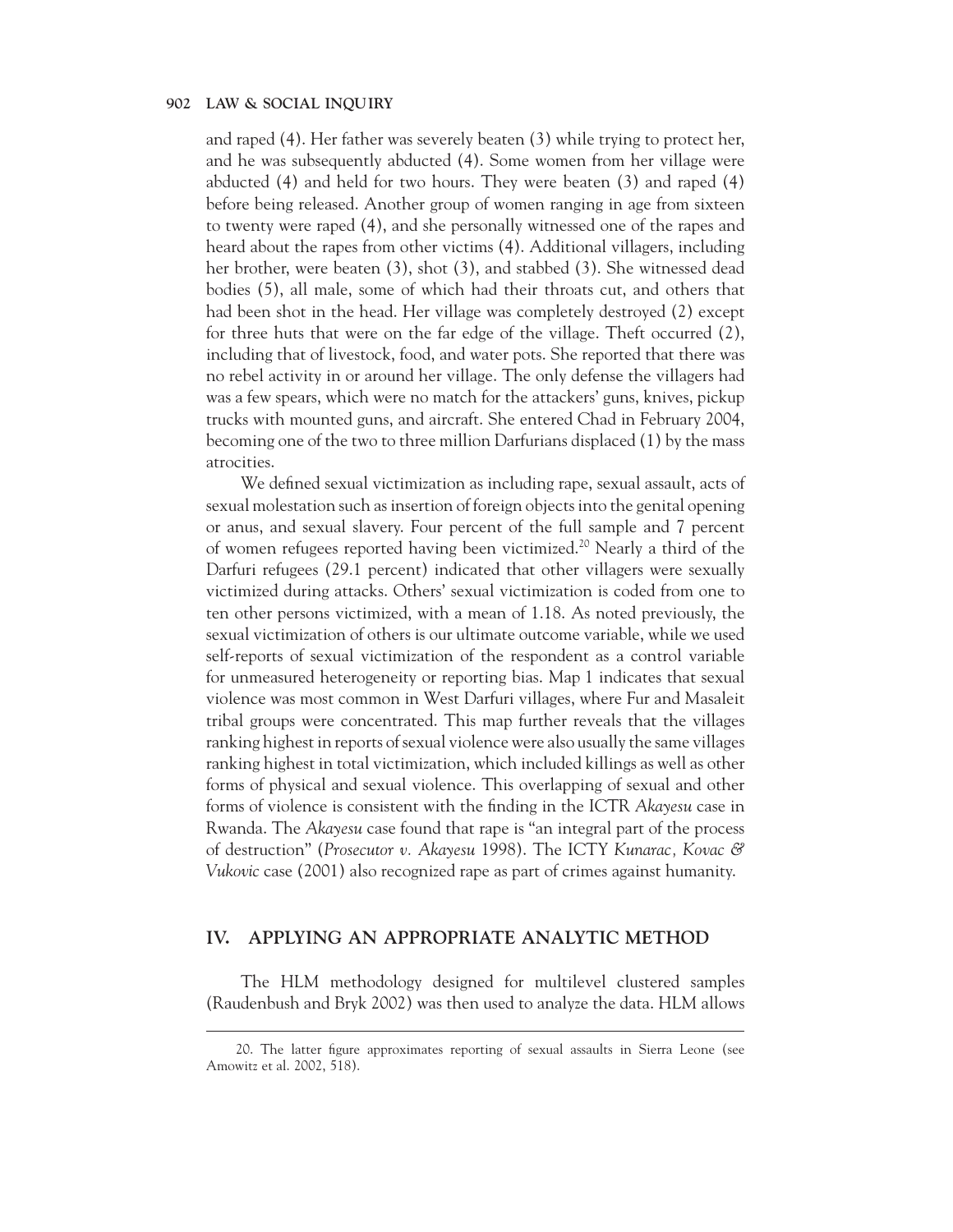and raped (4). Her father was severely beaten (3) while trying to protect her, and he was subsequently abducted (4). Some women from her village were abducted (4) and held for two hours. They were beaten (3) and raped (4) before being released. Another group of women ranging in age from sixteen to twenty were raped (4), and she personally witnessed one of the rapes and heard about the rapes from other victims (4). Additional villagers, including her brother, were beaten (3), shot (3), and stabbed (3). She witnessed dead bodies (5), all male, some of which had their throats cut, and others that had been shot in the head. Her village was completely destroyed (2) except for three huts that were on the far edge of the village. Theft occurred (2), including that of livestock, food, and water pots. She reported that there was no rebel activity in or around her village. The only defense the villagers had was a few spears, which were no match for the attackers' guns, knives, pickup trucks with mounted guns, and aircraft. She entered Chad in February 2004, becoming one of the two to three million Darfurians displaced (1) by the mass atrocities.

We defined sexual victimization as including rape, sexual assault, acts of sexual molestation such as insertion of foreign objects into the genital opening or anus, and sexual slavery. Four percent of the full sample and 7 percent of women refugees reported having been victimized.[20] Nearly a third of the Darfuri refugees (29.1 percent) indicated that other villagers were sexually victimized during attacks. Others' sexual victimization is coded from one to ten other persons victimized, with a mean of 1.18. As noted previously, the sexual victimization of others is our ultimate outcome variable, while we used self-reports of sexual victimization of the respondent as a control variable for unmeasured heterogeneity or reporting bias. Map 1 indicates that sexual violence was most common in West Darfuri villages, where Fur and Masaleit tribal groups were concentrated. This map further reveals that the villages ranking highest in reports of sexual violence were also usually the same villages ranking highest in total victimization, which included killings as well as other forms of physical and sexual violence. This overlapping of sexual and other forms of violence is consistent with the finding in the ICTR *Akayesu* case in Rwanda. The *Akayesu* case found that rape is "an integral part of the process of destruction" (*Prosecutor v. Akayesu* 1998). The ICTY *Kunarac, Kovac & Vukovic* case (2001) also recognized rape as part of crimes against humanity.

## IV. APPLYING AN APPROPRIATE ANALYTIC METHOD

The HLM methodology designed for multilevel clustered samples (Raudenbush and Bryk 2002) was then used to analyze the data. HLM allows

---

20. The latter figure approximates reporting of sexual assaults in Sierra Leone (see Amowitz et al. 2002, 518).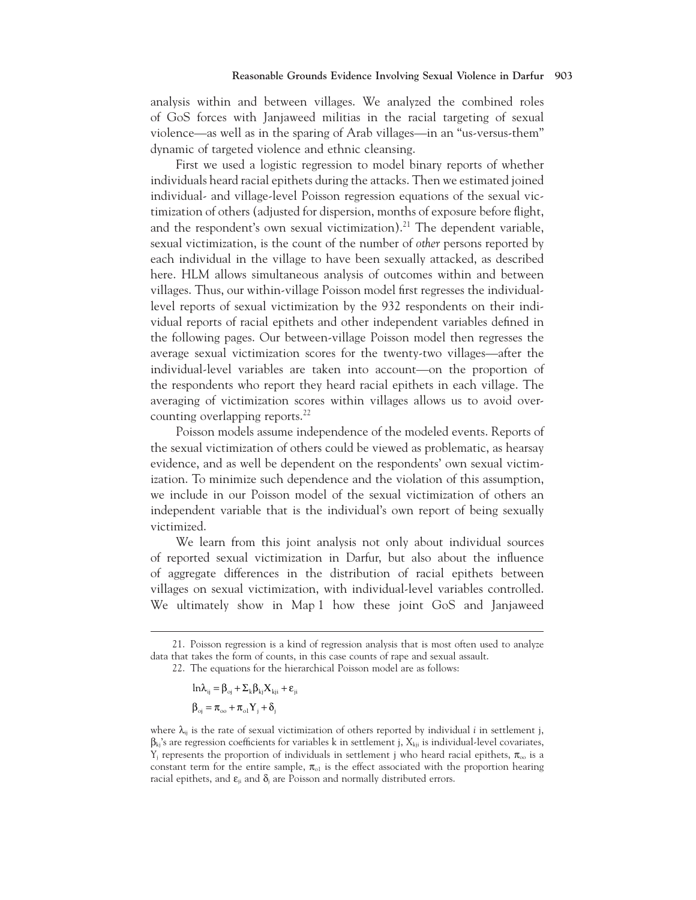analysis within and between villages. We analyzed the combined roles of GoS forces with Janjaweed militias in the racial targeting of sexual violence—as well as in the sparing of Arab villages—in an "us-versus-them" dynamic of targeted violence and ethnic cleansing.

First we used a logistic regression to model binary reports of whether individuals heard racial epithets during the attacks. Then we estimated joined individual- and village-level Poisson regression equations of the sexual victimization of others (adjusted for dispersion, months of exposure before flight, and the respondent's own sexual victimization).[21] The dependent variable, sexual victimization, is the count of the number of *other* persons reported by each individual in the village to have been sexually attacked, as described here. HLM allows simultaneous analysis of outcomes within and between villages. Thus, our within-village Poisson model first regresses the individual-level reports of sexual victimization by the 932 respondents on their individual reports of racial epithets and other independent variables defined in the following pages. Our between-village Poisson model then regresses the average sexual victimization scores for the twenty-two villages—after the individual-level variables are taken into account—on the proportion of the respondents who report they heard racial epithets in each village. The averaging of victimization scores within villages allows us to avoid over-counting overlapping reports.[22]

Poisson models assume independence of the modeled events. Reports of the sexual victimization of others could be viewed as problematic, as hearsay evidence, and as well be dependent on the respondents' own sexual victimization. To minimize such dependence and the violation of this assumption, we include in our Poisson model of the sexual victimization of others an independent variable that is the individual's own report of being sexually victimized.

We learn from this joint analysis not only about individual sources of reported sexual victimization in Darfur, but also about the influence of aggregate differences in the distribution of racial epithets between villages on sexual victimization, with individual-level variables controlled. We ultimately show in Map 1 how these joint GoS and Janjaweed

---

21. Poisson regression is a kind of regression analysis that is most often used to analyze data that takes the form of counts, in this case counts of rape and sexual assault.

22. The equations for the hierarchical Poisson model are as follows:

$$\ln\lambda_{ij} = \beta_{oj} + \Sigma_k \beta_{kj} X_{kji} + \varepsilon_{ji}$$

$$\beta_{oj} = \pi_{oo} + \pi_{o1} Y_j + \delta_j$$

where $\lambda_{ij}$ is the rate of sexual victimization of others reported by individual *i* in settlement j, $\beta_{kj}$'s are regression coefficients for variables k in settlement j, $X_{kji}$ is individual-level covariates, $Y_j$ represents the proportion of individuals in settlement j who heard racial epithets, $\pi_{oo}$ is a constant term for the entire sample, $\pi_{o1}$ is the effect associated with the proportion hearing racial epithets, and $\varepsilon_{ji}$ and $\delta_j$ are Poisson and normally distributed errors.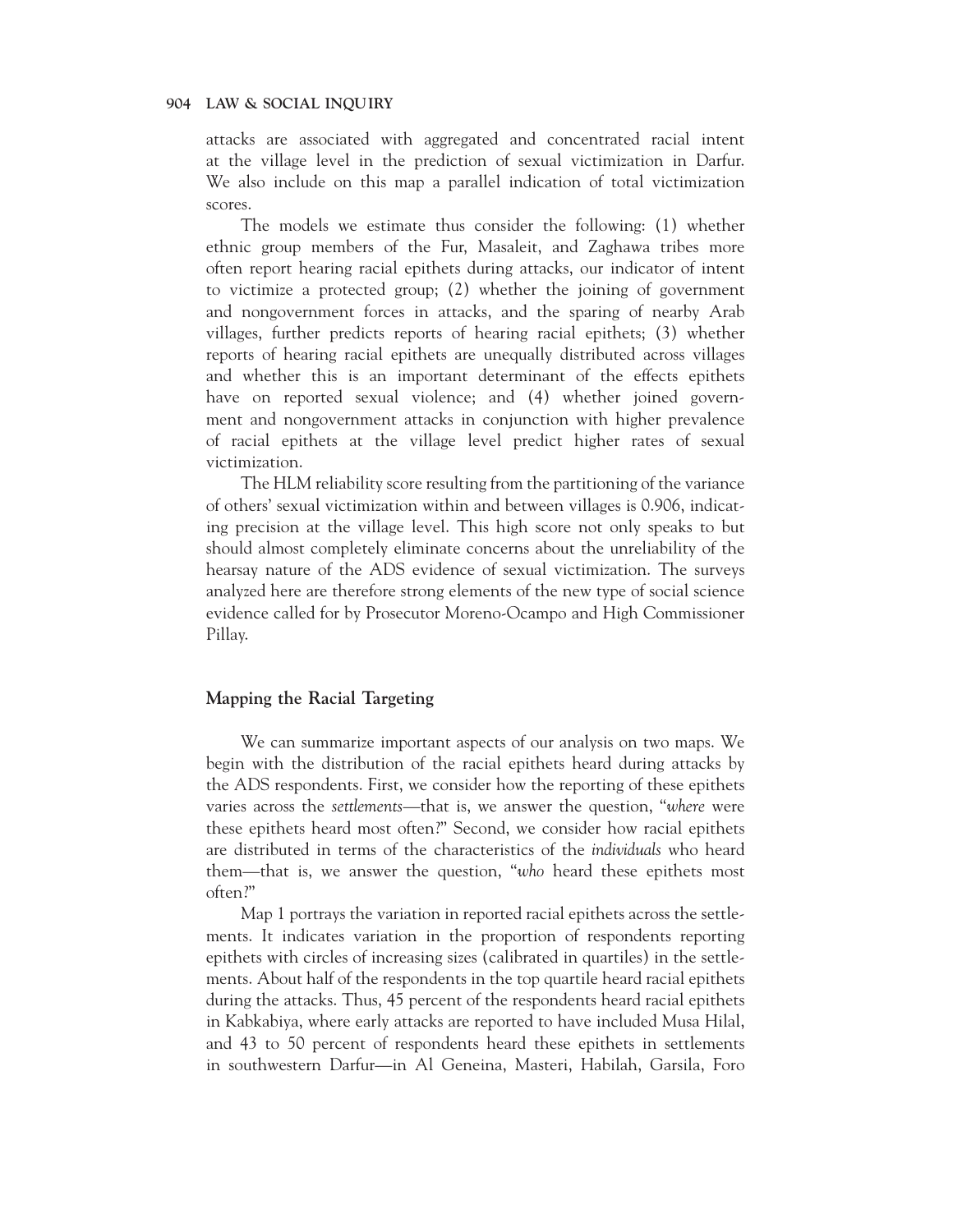attacks are associated with aggregated and concentrated racial intent at the village level in the prediction of sexual victimization in Darfur. We also include on this map a parallel indication of total victimization scores.

The models we estimate thus consider the following: (1) whether ethnic group members of the Fur, Masaleit, and Zaghawa tribes more often report hearing racial epithets during attacks, our indicator of intent to victimize a protected group; (2) whether the joining of government and nongovernment forces in attacks, and the sparing of nearby Arab villages, further predicts reports of hearing racial epithets; (3) whether reports of hearing racial epithets are unequally distributed across villages and whether this is an important determinant of the effects epithets have on reported sexual violence; and (4) whether joined government and nongovernment attacks in conjunction with higher prevalence of racial epithets at the village level predict higher rates of sexual victimization.

The HLM reliability score resulting from the partitioning of the variance of others' sexual victimization within and between villages is 0.906, indicating precision at the village level. This high score not only speaks to but should almost completely eliminate concerns about the unreliability of the hearsay nature of the ADS evidence of sexual victimization. The surveys analyzed here are therefore strong elements of the new type of social science evidence called for by Prosecutor Moreno-Ocampo and High Commissioner Pillay.

## Mapping the Racial Targeting

We can summarize important aspects of our analysis on two maps. We begin with the distribution of the racial epithets heard during attacks by the ADS respondents. First, we consider how the reporting of these epithets varies across the *settlements*—that is, we answer the question, "*where* were these epithets heard most often?" Second, we consider how racial epithets are distributed in terms of the characteristics of the *individuals* who heard them—that is, we answer the question, "*who* heard these epithets most often?"

Map 1 portrays the variation in reported racial epithets across the settlements. It indicates variation in the proportion of respondents reporting epithets with circles of increasing sizes (calibrated in quartiles) in the settlements. About half of the respondents in the top quartile heard racial epithets during the attacks. Thus, 45 percent of the respondents heard racial epithets in Kabkabiya, where early attacks are reported to have included Musa Hilal, and 43 to 50 percent of respondents heard these epithets in settlements in southwestern Darfur—in Al Geneina, Masteri, Habilah, Garsila, Foro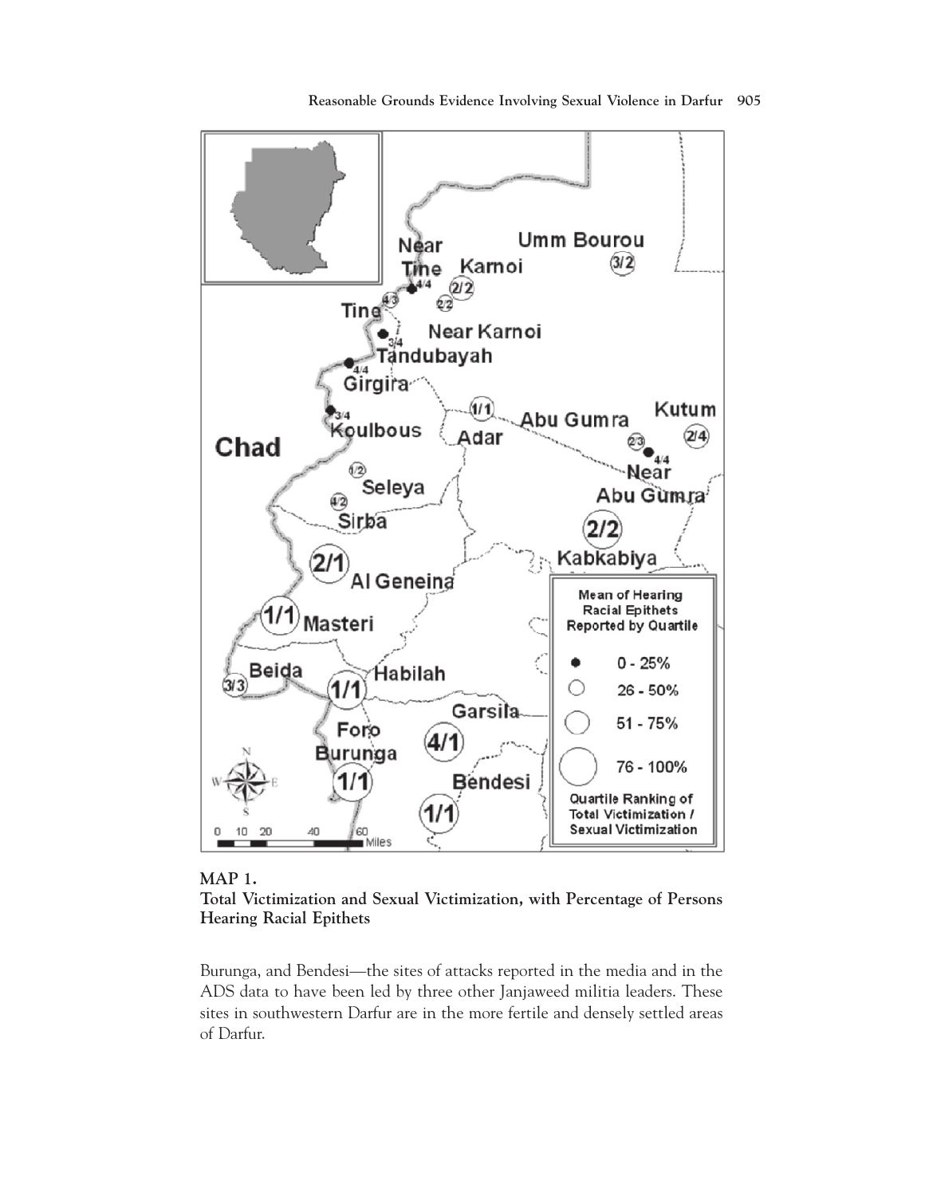**MAP 1.**
**Total Victimization and Sexual Victimization, with Percentage of Persons Hearing Racial Epithets**

Burunga, and Bendesi—the sites of attacks reported in the media and in the ADS data to have been led by three other Janjaweed militia leaders. These sites in southwestern Darfur are in the more fertile and densely settled areas of Darfur.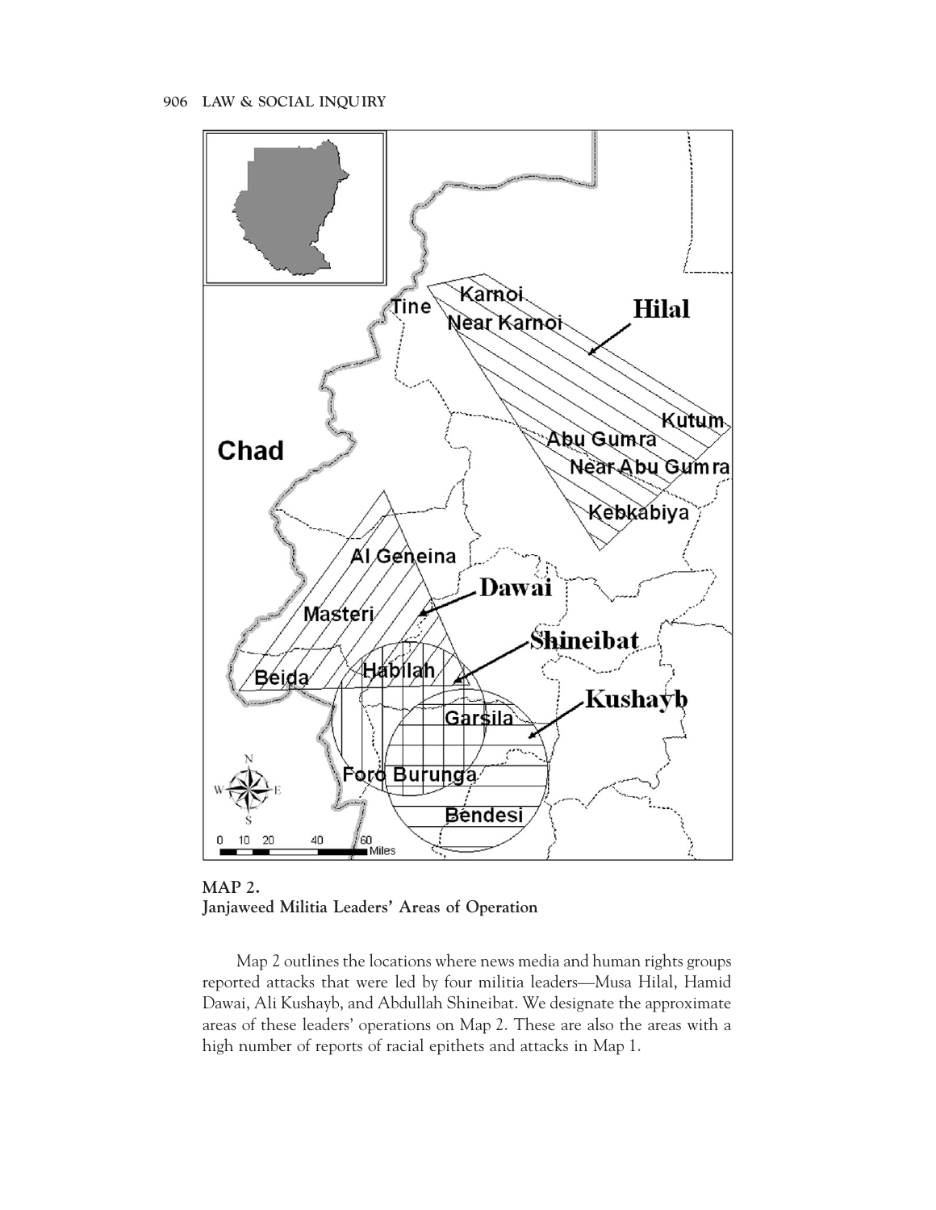**MAP 2.**
**Janjaweed Militia Leaders' Areas of Operation**

Map 2 outlines the locations where news media and human rights groups reported attacks that were led by four militia leaders—Musa Hilal, Hamid Dawai, Ali Kushayb, and Abdullah Shineibat. We designate the approximate areas of these leaders' operations on Map 2. These are also the areas with a high number of reports of racial epithets and attacks in Map 1.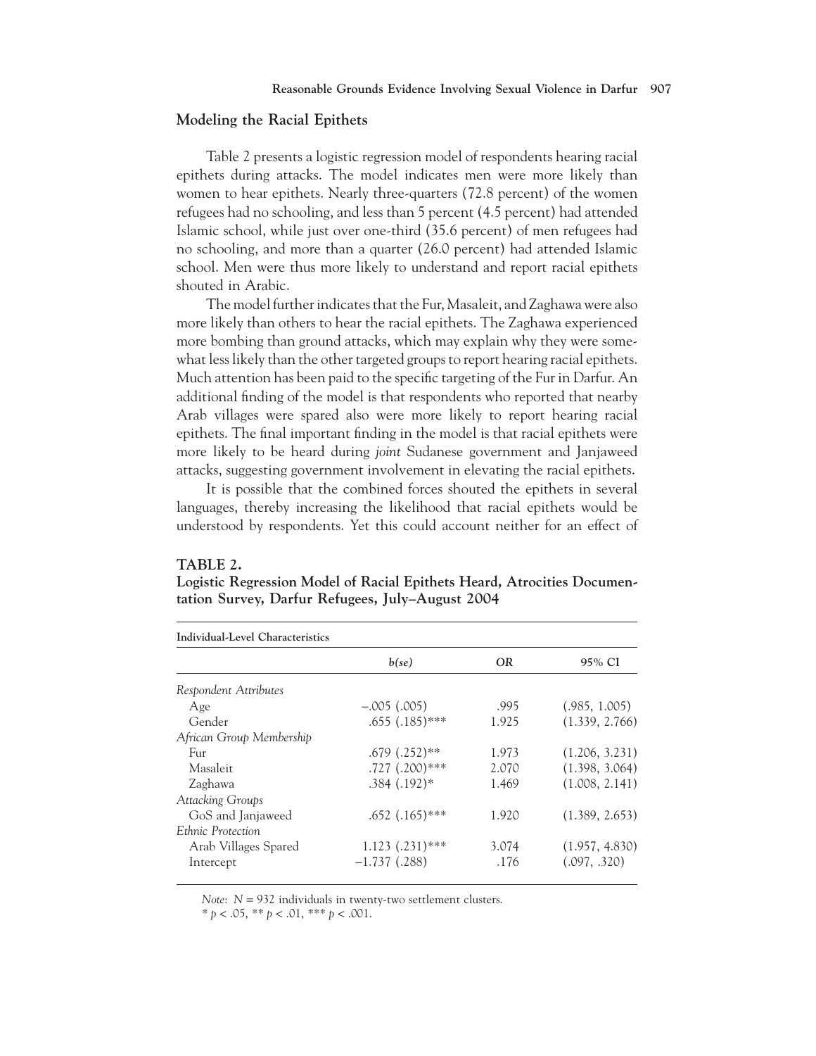## Modeling the Racial Epithets

Table 2 presents a logistic regression model of respondents hearing racial epithets during attacks. The model indicates men were more likely than women to hear epithets. Nearly three-quarters (72.8 percent) of the women refugees had no schooling, and less than 5 percent (4.5 percent) had attended Islamic school, while just over one-third (35.6 percent) of men refugees had no schooling, and more than a quarter (26.0 percent) had attended Islamic school. Men were thus more likely to understand and report racial epithets shouted in Arabic.

The model further indicates that the Fur, Masaleit, and Zaghawa were also more likely than others to hear the racial epithets. The Zaghawa experienced more bombing than ground attacks, which may explain why they were somewhat less likely than the other targeted groups to report hearing racial epithets. Much attention has been paid to the specific targeting of the Fur in Darfur. An additional finding of the model is that respondents who reported that nearby Arab villages were spared also were more likely to report hearing racial epithets. The final important finding in the model is that racial epithets were more likely to be heard during *joint* Sudanese government and Janjaweed attacks, suggesting government involvement in elevating the racial epithets.

It is possible that the combined forces shouted the epithets in several languages, thereby increasing the likelihood that racial epithets would be understood by respondents. Yet this could account neither for an effect of

**TABLE 2.**
**Logistic Regression Model of Racial Epithets Heard, Atrocities Documentation Survey, Darfur Refugees, July–August 2004**

| Individual-Level Characteristics | | | |
|---|---|---|---|
| | *b(se)* | *OR* | 95% CI |
| *Respondent Attributes* | | | |
| Age | −.005 (.005) | .995 | (.985, 1.005) |
| Gender | .655 (.185)*** | 1.925 | (1.339, 2.766) |
| *African Group Membership* | | | |
| Fur | .679 (.252)** | 1.973 | (1.206, 3.231) |
| Masaleit | .727 (.200)*** | 2.070 | (1.398, 3.064) |
| Zaghawa | .384 (.192)* | 1.469 | (1.008, 2.141) |
| *Attacking Groups* | | | |
| GoS and Janjaweed | .652 (.165)*** | 1.920 | (1.389, 2.653) |
| *Ethnic Protection* | | | |
| Arab Villages Spared | 1.123 (.231)*** | 3.074 | (1.957, 4.830) |
| Intercept | −1.737 (.288) | .176 | (.097, .320) |

*Note*: $N = 932$ individuals in twenty-two settlement clusters.
* $p < .05$, ** $p < .01$, *** $p < .001$.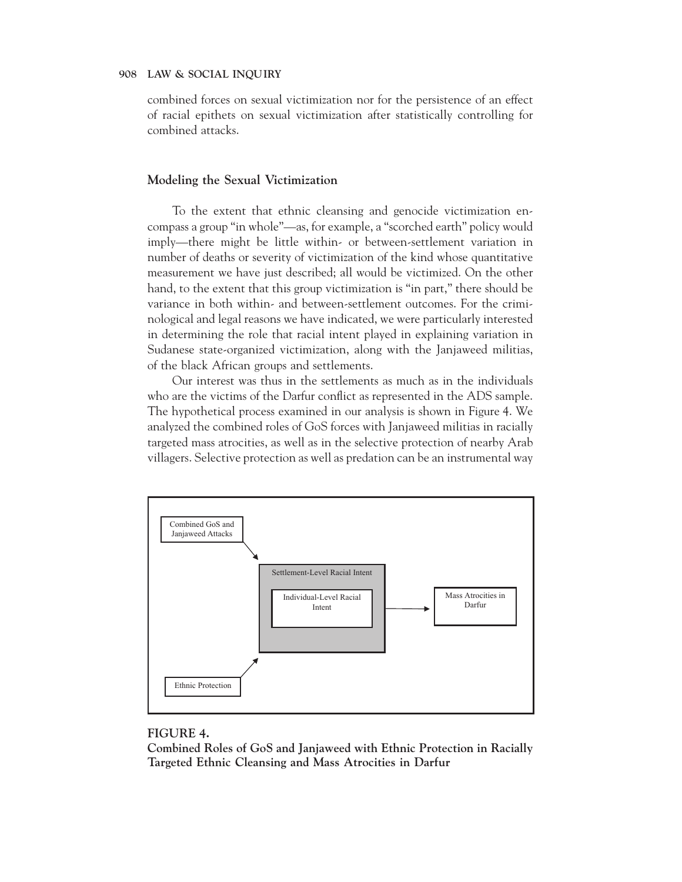combined forces on sexual victimization nor for the persistence of an effect of racial epithets on sexual victimization after statistically controlling for combined attacks.

### Modeling the Sexual Victimization

To the extent that ethnic cleansing and genocide victimization encompass a group "in whole"—as, for example, a "scorched earth" policy would imply—there might be little within- or between-settlement variation in number of deaths or severity of victimization of the kind whose quantitative measurement we have just described; all would be victimized. On the other hand, to the extent that this group victimization is "in part," there should be variance in both within- and between-settlement outcomes. For the criminological and legal reasons we have indicated, we were particularly interested in determining the role that racial intent played in explaining variation in Sudanese state-organized victimization, along with the Janjaweed militias, of the black African groups and settlements.

Our interest was thus in the settlements as much as in the individuals who are the victims of the Darfur conflict as represented in the ADS sample. The hypothetical process examined in our analysis is shown in Figure 4. We analyzed the combined roles of GoS forces with Janjaweed militias in racially targeted mass atrocities, as well as in the selective protection of nearby Arab villagers. Selective protection as well as predation can be an instrumental way

Combined GoS and Janjaweed Attacks

Settlement-Level Racial Intent

Individual-Level Racial Intent

Mass Atrocities in Darfur

Ethnic Protection

**FIGURE 4.**
**Combined Roles of GoS and Janjaweed with Ethnic Protection in Racially Targeted Ethnic Cleansing and Mass Atrocities in Darfur**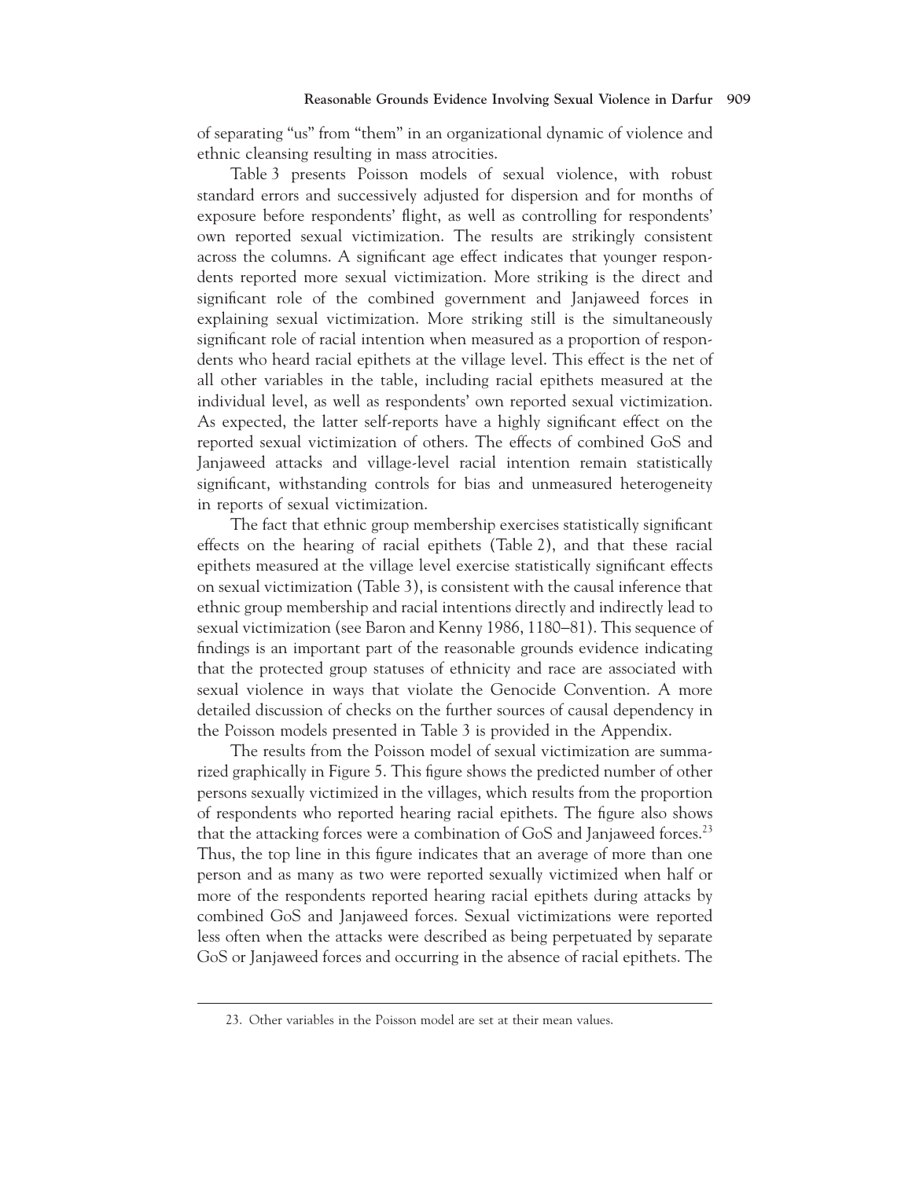of separating "us" from "them" in an organizational dynamic of violence and ethnic cleansing resulting in mass atrocities.

Table 3 presents Poisson models of sexual violence, with robust standard errors and successively adjusted for dispersion and for months of exposure before respondents' flight, as well as controlling for respondents' own reported sexual victimization. The results are strikingly consistent across the columns. A significant age effect indicates that younger respondents reported more sexual victimization. More striking is the direct and significant role of the combined government and Janjaweed forces in explaining sexual victimization. More striking still is the simultaneously significant role of racial intention when measured as a proportion of respondents who heard racial epithets at the village level. This effect is the net of all other variables in the table, including racial epithets measured at the individual level, as well as respondents' own reported sexual victimization. As expected, the latter self-reports have a highly significant effect on the reported sexual victimization of others. The effects of combined GoS and Janjaweed attacks and village-level racial intention remain statistically significant, withstanding controls for bias and unmeasured heterogeneity in reports of sexual victimization.

The fact that ethnic group membership exercises statistically significant effects on the hearing of racial epithets (Table 2), and that these racial epithets measured at the village level exercise statistically significant effects on sexual victimization (Table 3), is consistent with the causal inference that ethnic group membership and racial intentions directly and indirectly lead to sexual victimization (see Baron and Kenny 1986, 1180–81). This sequence of findings is an important part of the reasonable grounds evidence indicating that the protected group statuses of ethnicity and race are associated with sexual violence in ways that violate the Genocide Convention. A more detailed discussion of checks on the further sources of causal dependency in the Poisson models presented in Table 3 is provided in the Appendix.

The results from the Poisson model of sexual victimization are summarized graphically in Figure 5. This figure shows the predicted number of other persons sexually victimized in the villages, which results from the proportion of respondents who reported hearing racial epithets. The figure also shows that the attacking forces were a combination of GoS and Janjaweed forces.[23] Thus, the top line in this figure indicates that an average of more than one person and as many as two were reported sexually victimized when half or more of the respondents reported hearing racial epithets during attacks by combined GoS and Janjaweed forces. Sexual victimizations were reported less often when the attacks were described as being perpetuated by separate GoS or Janjaweed forces and occurring in the absence of racial epithets. The

23. Other variables in the Poisson model are set at their mean values.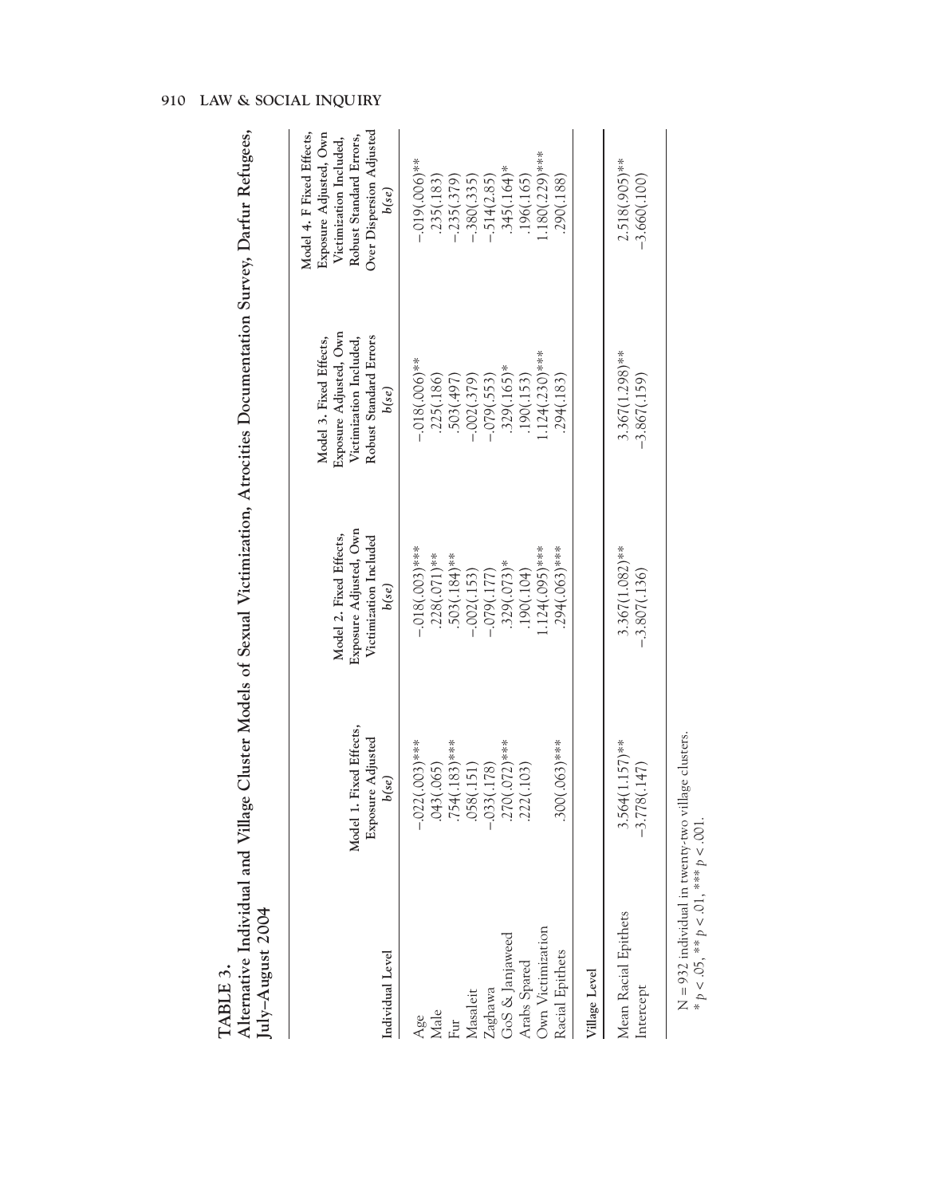**TABLE 3.**

**Alternative Individual and Village Cluster Models of Sexual Victimization, Atrocities Documentation Survey, Darfur Refugees, July–August 2004**

| Individual Level | Model 1. Fixed Effects, Exposure Adjusted *b(se)* | Model 2. Fixed Effects, Exposure Adjusted, Own Victimization Included *b(se)* | Model 3. Fixed Effects, Exposure Adjusted, Own Victimization Included, Robust Standard Errors *b(se)* | Model 4. F Fixed Effects, Exposure Adjusted, Own Victimization Included, Robust Standard Errors, Over Dispersion Adjusted *b(se)* |
|---|---|---|---|---|
| Age | −.022(.003)*** | −.018(.003)*** | −.018(.006)** | −.019(.006)** |
| Male | .043(.065) | .228(.071)** | .225(.186) | .235(.183) |
| Fur | .754(.183)*** | .503(.184)** | .503(.497) | −.235(.379) |
| Masaleit | .058(.151) | −.002(.153) | −.002(.379) | −.380(.335) |
| Zaghawa | −.033(.178) | −.079(.177) | −.079(.553) | −.514(2.85) |
| GoS & Janjaweed | .270(.072)*** | .329(.073)* | .329(.165)* | .345(.164)* |
| Arabs Spared | .222(.103) | .190(.104) | .190(.153) | .196(.165) |
| Own Victimization | | 1.124(.095)*** | 1.124(.230)*** | 1.180(.229)*** |
| Racial Epithets | .300(.063)*** | .294(.063)*** | .294(.183) | .290(.188) |
| **Village Level** | | | | |
| Mean Racial Epithets | 3.564(1.157)** | 3.367(1.082)** | 3.367(1.298)** | 2.518(.905)** |
| Intercept | −3.778(.147) | −3.807(.136) | −3.867(.159) | −3.660(.100) |

N = 932 individual in twenty-two village clusters.
* $p < .05$, ** $p < .01$, *** $p < .001$.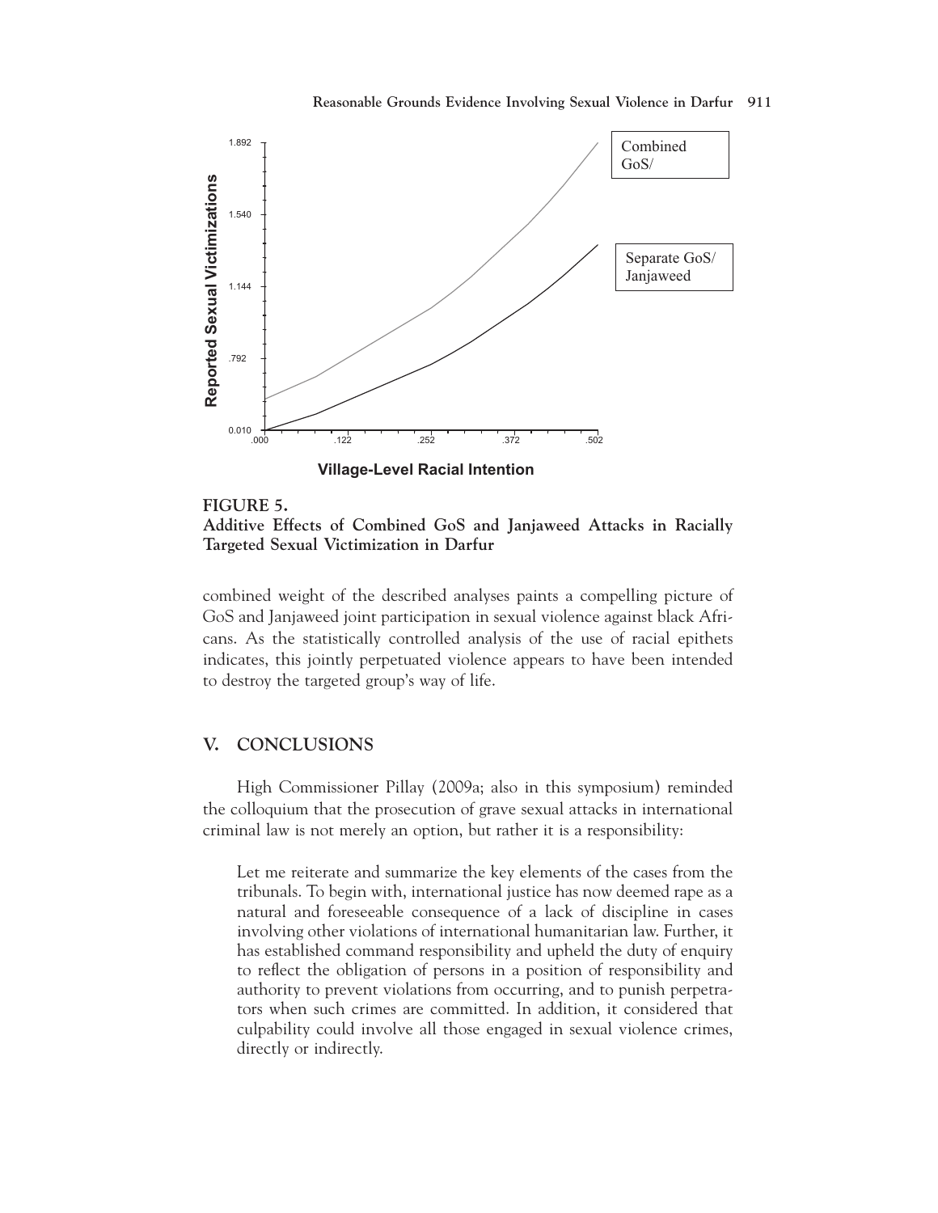**FIGURE 5.**
**Additive Effects of Combined GoS and Janjaweed Attacks in Racially Targeted Sexual Victimization in Darfur**

combined weight of the described analyses paints a compelling picture of GoS and Janjaweed joint participation in sexual violence against black Africans. As the statistically controlled analysis of the use of racial epithets indicates, this jointly perpetuated violence appears to have been intended to destroy the targeted group's way of life.

## V. CONCLUSIONS

High Commissioner Pillay (2009a; also in this symposium) reminded the colloquium that the prosecution of grave sexual attacks in international criminal law is not merely an option, but rather it is a responsibility:

> Let me reiterate and summarize the key elements of the cases from the tribunals. To begin with, international justice has now deemed rape as a natural and foreseeable consequence of a lack of discipline in cases involving other violations of international humanitarian law. Further, it has established command responsibility and upheld the duty of enquiry to reflect the obligation of persons in a position of responsibility and authority to prevent violations from occurring, and to punish perpetrators when such crimes are committed. In addition, it considered that culpability could involve all those engaged in sexual violence crimes, directly or indirectly.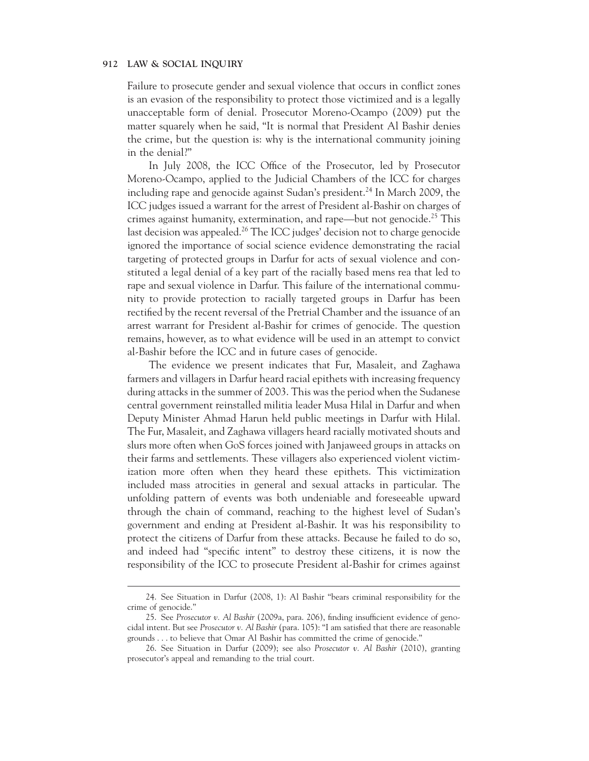Failure to prosecute gender and sexual violence that occurs in conflict zones is an evasion of the responsibility to protect those victimized and is a legally unacceptable form of denial. Prosecutor Moreno-Ocampo (2009) put the matter squarely when he said, "It is normal that President Al Bashir denies the crime, but the question is: why is the international community joining in the denial?"

In July 2008, the ICC Office of the Prosecutor, led by Prosecutor Moreno-Ocampo, applied to the Judicial Chambers of the ICC for charges including rape and genocide against Sudan's president.[24] In March 2009, the ICC judges issued a warrant for the arrest of President al-Bashir on charges of crimes against humanity, extermination, and rape—but not genocide.[25] This last decision was appealed.[26] The ICC judges' decision not to charge genocide ignored the importance of social science evidence demonstrating the racial targeting of protected groups in Darfur for acts of sexual violence and constituted a legal denial of a key part of the racially based mens rea that led to rape and sexual violence in Darfur. This failure of the international community to provide protection to racially targeted groups in Darfur has been rectified by the recent reversal of the Pretrial Chamber and the issuance of an arrest warrant for President al-Bashir for crimes of genocide. The question remains, however, as to what evidence will be used in an attempt to convict al-Bashir before the ICC and in future cases of genocide.

The evidence we present indicates that Fur, Masaleit, and Zaghawa farmers and villagers in Darfur heard racial epithets with increasing frequency during attacks in the summer of 2003. This was the period when the Sudanese central government reinstalled militia leader Musa Hilal in Darfur and when Deputy Minister Ahmad Harun held public meetings in Darfur with Hilal. The Fur, Masaleit, and Zaghawa villagers heard racially motivated shouts and slurs more often when GoS forces joined with Janjaweed groups in attacks on their farms and settlements. These villagers also experienced violent victimization more often when they heard these epithets. This victimization included mass atrocities in general and sexual attacks in particular. The unfolding pattern of events was both undeniable and foreseeable upward through the chain of command, reaching to the highest level of Sudan's government and ending at President al-Bashir. It was his responsibility to protect the citizens of Darfur from these attacks. Because he failed to do so, and indeed had "specific intent" to destroy these citizens, it is now the responsibility of the ICC to prosecute President al-Bashir for crimes against

---

24. See Situation in Darfur (2008, 1): Al Bashir "bears criminal responsibility for the crime of genocide."

25. See *Prosecutor v. Al Bashir* (2009a, para. 206), finding insufficient evidence of genocidal intent. But see *Prosecutor v. Al Bashir* (para. 105): "I am satisfied that there are reasonable grounds . . . to believe that Omar Al Bashir has committed the crime of genocide."

26. See Situation in Darfur (2009); see also *Prosecutor v. Al Bashir* (2010), granting prosecutor's appeal and remanding to the trial court.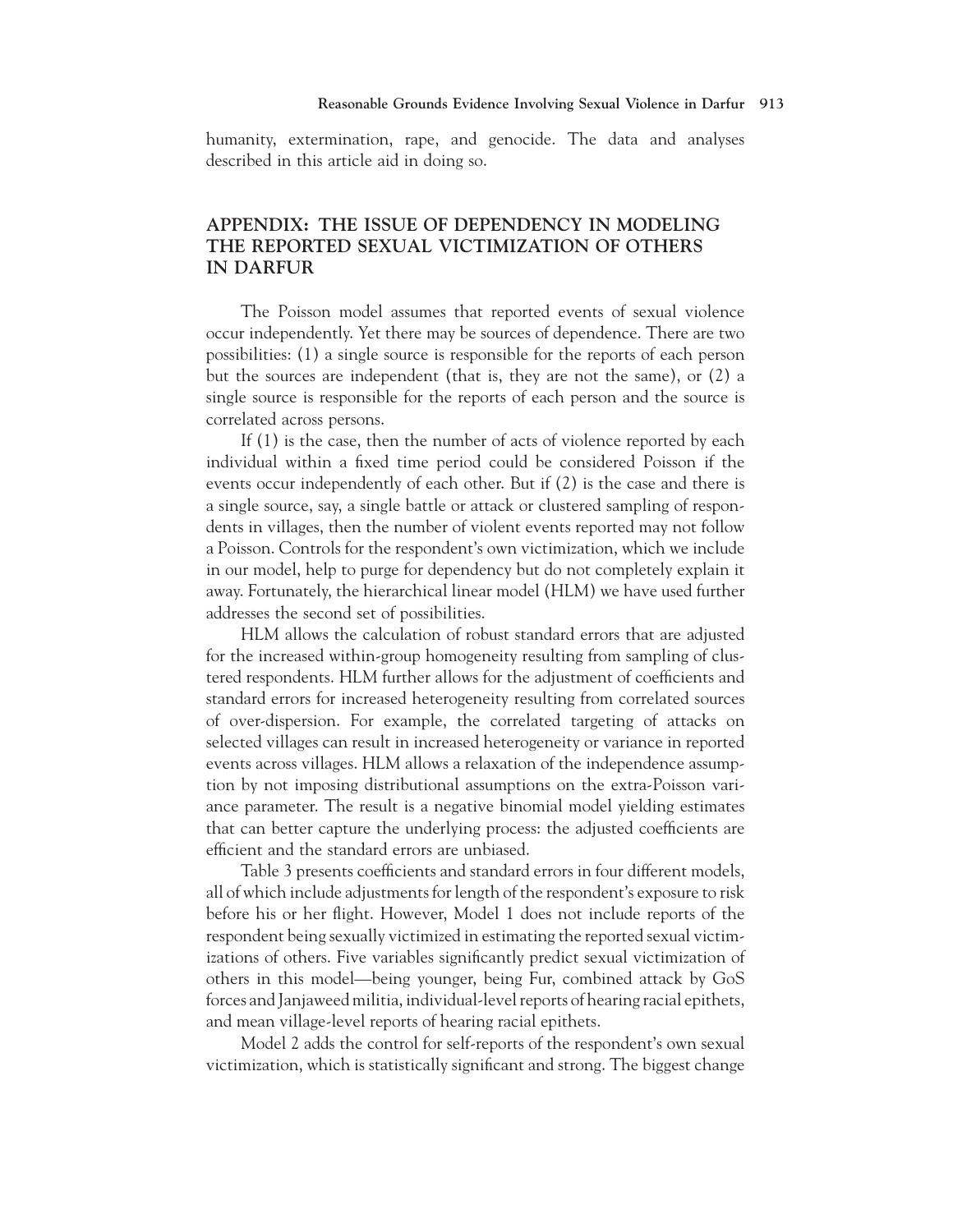humanity, extermination, rape, and genocide. The data and analyses described in this article aid in doing so.

## APPENDIX: THE ISSUE OF DEPENDENCY IN MODELING THE REPORTED SEXUAL VICTIMIZATION OF OTHERS IN DARFUR

The Poisson model assumes that reported events of sexual violence occur independently. Yet there may be sources of dependence. There are two possibilities: (1) a single source is responsible for the reports of each person but the sources are independent (that is, they are not the same), or (2) a single source is responsible for the reports of each person and the source is correlated across persons.

If (1) is the case, then the number of acts of violence reported by each individual within a fixed time period could be considered Poisson if the events occur independently of each other. But if (2) is the case and there is a single source, say, a single battle or attack or clustered sampling of respondents in villages, then the number of violent events reported may not follow a Poisson. Controls for the respondent's own victimization, which we include in our model, help to purge for dependency but do not completely explain it away. Fortunately, the hierarchical linear model (HLM) we have used further addresses the second set of possibilities.

HLM allows the calculation of robust standard errors that are adjusted for the increased within-group homogeneity resulting from sampling of clustered respondents. HLM further allows for the adjustment of coefficients and standard errors for increased heterogeneity resulting from correlated sources of over-dispersion. For example, the correlated targeting of attacks on selected villages can result in increased heterogeneity or variance in reported events across villages. HLM allows a relaxation of the independence assumption by not imposing distributional assumptions on the extra-Poisson variance parameter. The result is a negative binomial model yielding estimates that can better capture the underlying process: the adjusted coefficients are efficient and the standard errors are unbiased.

Table 3 presents coefficients and standard errors in four different models, all of which include adjustments for length of the respondent's exposure to risk before his or her flight. However, Model 1 does not include reports of the respondent being sexually victimized in estimating the reported sexual victimizations of others. Five variables significantly predict sexual victimization of others in this model—being younger, being Fur, combined attack by GoS forces and Janjaweed militia, individual-level reports of hearing racial epithets, and mean village-level reports of hearing racial epithets.

Model 2 adds the control for self-reports of the respondent's own sexual victimization, which is statistically significant and strong. The biggest change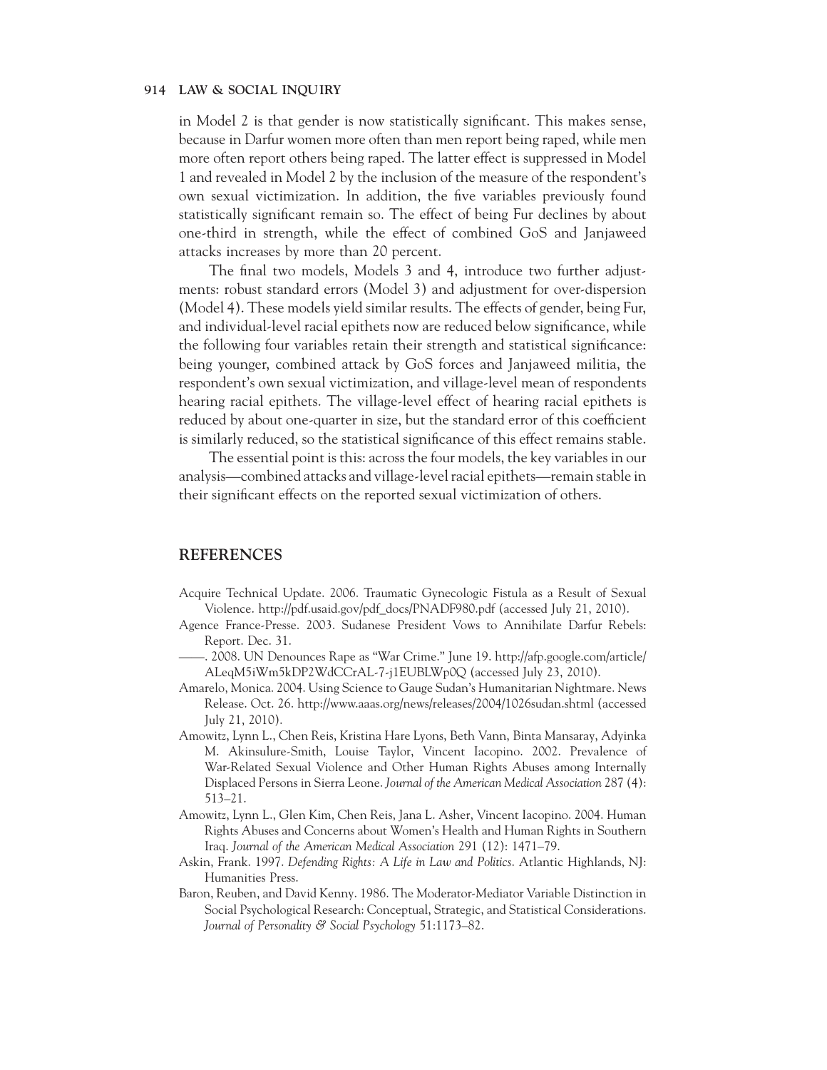in Model 2 is that gender is now statistically significant. This makes sense, because in Darfur women more often than men report being raped, while men more often report others being raped. The latter effect is suppressed in Model 1 and revealed in Model 2 by the inclusion of the measure of the respondent's own sexual victimization. In addition, the five variables previously found statistically significant remain so. The effect of being Fur declines by about one-third in strength, while the effect of combined GoS and Janjaweed attacks increases by more than 20 percent.

The final two models, Models 3 and 4, introduce two further adjustments: robust standard errors (Model 3) and adjustment for over-dispersion (Model 4). These models yield similar results. The effects of gender, being Fur, and individual-level racial epithets now are reduced below significance, while the following four variables retain their strength and statistical significance: being younger, combined attack by GoS forces and Janjaweed militia, the respondent's own sexual victimization, and village-level mean of respondents hearing racial epithets. The village-level effect of hearing racial epithets is reduced by about one-quarter in size, but the standard error of this coefficient is similarly reduced, so the statistical significance of this effect remains stable.

The essential point is this: across the four models, the key variables in our analysis—combined attacks and village-level racial epithets—remain stable in their significant effects on the reported sexual victimization of others.

## REFERENCES

Acquire Technical Update. 2006. Traumatic Gynecologic Fistula as a Result of Sexual Violence. http://pdf.usaid.gov/pdf_docs/PNADF980.pdf (accessed July 21, 2010).

Agence France-Presse. 2003. Sudanese President Vows to Annihilate Darfur Rebels: Report. Dec. 31.

——. 2008. UN Denounces Rape as "War Crime." June 19. http://afp.google.com/article/ALeqM5iWm5kDP2WdCCrAL-7-j1EUBLWp0Q (accessed July 23, 2010).

Amarelo, Monica. 2004. Using Science to Gauge Sudan's Humanitarian Nightmare. News Release. Oct. 26. http://www.aaas.org/news/releases/2004/1026sudan.shtml (accessed July 21, 2010).

Amowitz, Lynn L., Chen Reis, Kristina Hare Lyons, Beth Vann, Binta Mansaray, Adyinka M. Akinsulure-Smith, Louise Taylor, Vincent Iacopino. 2002. Prevalence of War-Related Sexual Violence and Other Human Rights Abuses among Internally Displaced Persons in Sierra Leone. *Journal of the American Medical Association* 287 (4): 513–21.

Amowitz, Lynn L., Glen Kim, Chen Reis, Jana L. Asher, Vincent Iacopino. 2004. Human Rights Abuses and Concerns about Women's Health and Human Rights in Southern Iraq. *Journal of the American Medical Association* 291 (12): 1471–79.

Askin, Frank. 1997. *Defending Rights: A Life in Law and Politics*. Atlantic Highlands, NJ: Humanities Press.

Baron, Reuben, and David Kenny. 1986. The Moderator-Mediator Variable Distinction in Social Psychological Research: Conceptual, Strategic, and Statistical Considerations. *Journal of Personality & Social Psychology* 51:1173–82.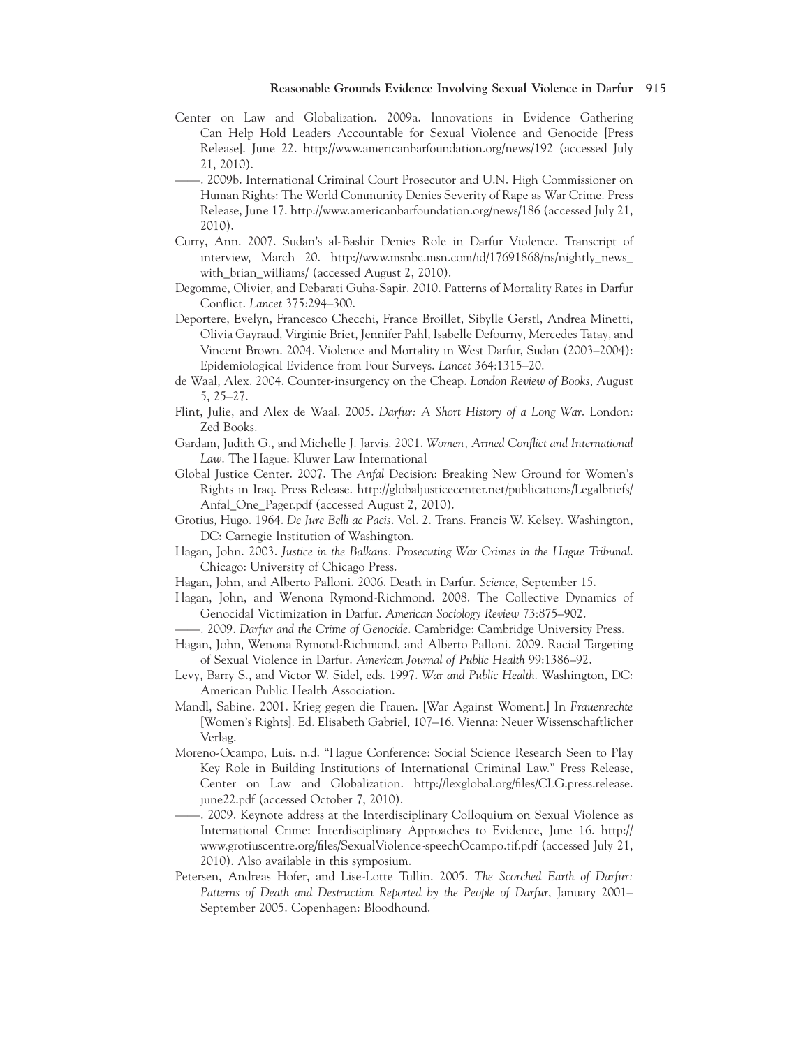Center on Law and Globalization. 2009a. Innovations in Evidence Gathering Can Help Hold Leaders Accountable for Sexual Violence and Genocide [Press Release]. June 22. http://www.americanbarfoundation.org/news/192 (accessed July 21, 2010).

——. 2009b. International Criminal Court Prosecutor and U.N. High Commissioner on Human Rights: The World Community Denies Severity of Rape as War Crime. Press Release, June 17. http://www.americanbarfoundation.org/news/186 (accessed July 21, 2010).

Curry, Ann. 2007. Sudan's al-Bashir Denies Role in Darfur Violence. Transcript of interview, March 20. http://www.msnbc.msn.com/id/17691868/ns/nightly_news_with_brian_williams/ (accessed August 2, 2010).

Degomme, Olivier, and Debarati Guha-Sapir. 2010. Patterns of Mortality Rates in Darfur Conflict. *Lancet* 375:294–300.

Depoortere, Evelyn, Francesco Checchi, France Broillet, Sibylle Gerstl, Andrea Minetti, Olivia Gayraud, Virginie Briet, Jennifer Pahl, Isabelle Defourny, Mercedes Tatay, and Vincent Brown. 2004. Violence and Mortality in West Darfur, Sudan (2003–2004): Epidemiological Evidence from Four Surveys. *Lancet* 364:1315–20.

de Waal, Alex. 2004. Counter-insurgency on the Cheap. *London Review of Books*, August 5, 25–27.

Flint, Julie, and Alex de Waal. 2005. *Darfur: A Short History of a Long War*. London: Zed Books.

Gardam, Judith G., and Michelle J. Jarvis. 2001. *Women, Armed Conflict and International Law*. The Hague: Kluwer Law International

Global Justice Center. 2007. The *Anfal* Decision: Breaking New Ground for Women's Rights in Iraq. Press Release. http://globaljusticecenter.net/publications/Legalbriefs/Anfal_One_Pager.pdf (accessed August 2, 2010).

Grotius, Hugo. 1964. *De Jure Belli ac Pacis*. Vol. 2. Trans. Francis W. Kelsey. Washington, DC: Carnegie Institution of Washington.

Hagan, John. 2003. *Justice in the Balkans: Prosecuting War Crimes in the Hague Tribunal*. Chicago: University of Chicago Press.

Hagan, John, and Alberto Palloni. 2006. Death in Darfur. *Science*, September 15.

Hagan, John, and Wenona Rymond-Richmond. 2008. The Collective Dynamics of Genocidal Victimization in Darfur. *American Sociology Review* 73:875–902.

——. 2009. *Darfur and the Crime of Genocide*. Cambridge: Cambridge University Press.

Hagan, John, Wenona Rymond-Richmond, and Alberto Palloni. 2009. Racial Targeting of Sexual Violence in Darfur. *American Journal of Public Health* 99:1386–92.

Levy, Barry S., and Victor W. Sidel, eds. 1997. *War and Public Health*. Washington, DC: American Public Health Association.

Mandl, Sabine. 2001. Krieg gegen die Frauen. [War Against Woment.] In *Frauenrechte* [Women's Rights]. Ed. Elisabeth Gabriel, 107–16. Vienna: Neuer Wissenschaftlicher Verlag.

Moreno-Ocampo, Luis. n.d. "Hague Conference: Social Science Research Seen to Play Key Role in Building Institutions of International Criminal Law." Press Release, Center on Law and Globalization. http://lexglobal.org/files/CLG.press.release.june22.pdf (accessed October 7, 2010).

——. 2009. Keynote address at the Interdisciplinary Colloquium on Sexual Violence as International Crime: Interdisciplinary Approaches to Evidence, June 16. http://www.grotiuscentre.org/files/SexualViolence-speechOcampo.tif.pdf (accessed July 21, 2010). Also available in this symposium.

Petersen, Andreas Hofer, and Lise-Lotte Tullin. 2005. *The Scorched Earth of Darfur: Patterns of Death and Destruction Reported by the People of Darfur*, January 2001–September 2005. Copenhagen: Bloodhound.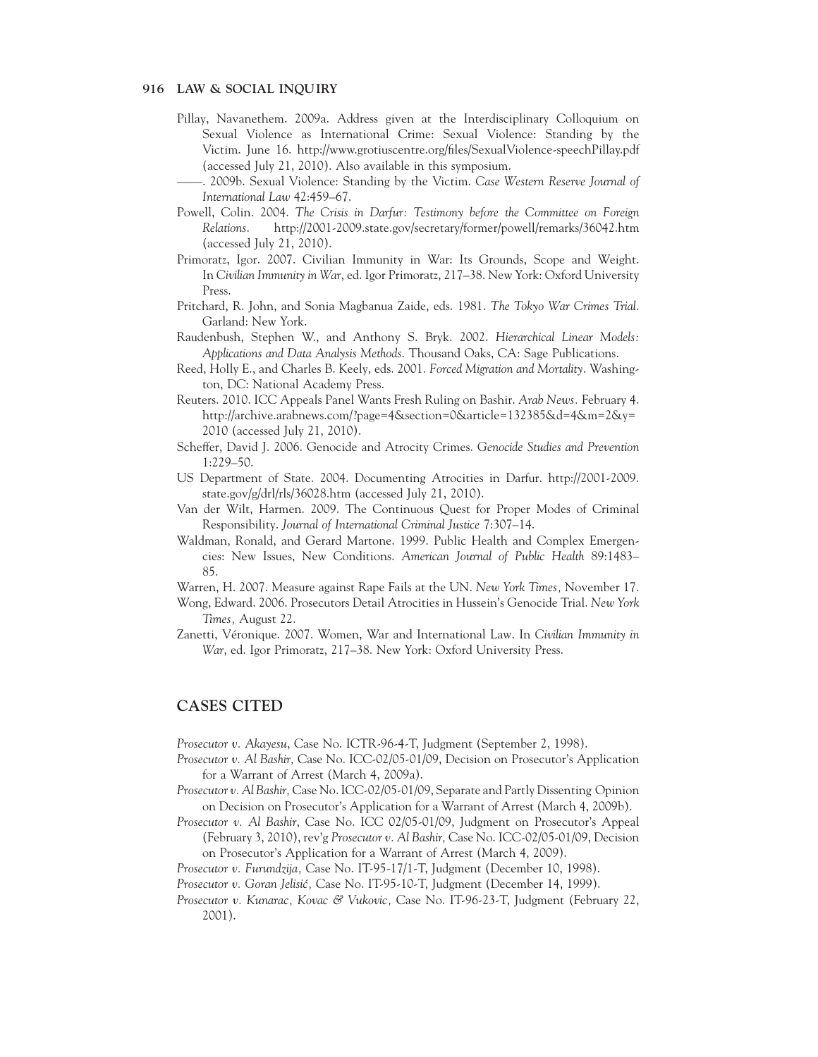Pillay, Navanethem. 2009a. Address given at the Interdisciplinary Colloquium on Sexual Violence as International Crime: Sexual Violence: Standing by the Victim. June 16. http://www.grotiuscentre.org/files/SexualViolence-speechPillay.pdf (accessed July 21, 2010). Also available in this symposium.

——. 2009b. Sexual Violence: Standing by the Victim. *Case Western Reserve Journal of International Law* 42:459–67.

Powell, Colin. 2004. *The Crisis in Darfur: Testimony before the Committee on Foreign Relations*. http://2001-2009.state.gov/secretary/former/powell/remarks/36042.htm (accessed July 21, 2010).

Primoratz, Igor. 2007. Civilian Immunity in War: Its Grounds, Scope and Weight. In *Civilian Immunity in War*, ed. Igor Primoratz, 217–38. New York: Oxford University Press.

Pritchard, R. John, and Sonia Magbanua Zaide, eds. 1981. *The Tokyo War Crimes Trial*. Garland: New York.

Raudenbush, Stephen W., and Anthony S. Bryk. 2002. *Hierarchical Linear Models: Applications and Data Analysis Methods*. Thousand Oaks, CA: Sage Publications.

Reed, Holly E., and Charles B. Keely, eds. 2001. *Forced Migration and Mortality*. Washington, DC: National Academy Press.

Reuters. 2010. ICC Appeals Panel Wants Fresh Ruling on Bashir. *Arab News*. February 4. http://archive.arabnews.com/?page=4&section=0&article=132385&d=4&m=2&y=2010 (accessed July 21, 2010).

Scheffer, David J. 2006. Genocide and Atrocity Crimes. *Genocide Studies and Prevention* 1:229–50.

US Department of State. 2004. Documenting Atrocities in Darfur. http://2001-2009.state.gov/g/drl/rls/36028.htm (accessed July 21, 2010).

Van der Wilt, Harmen. 2009. The Continuous Quest for Proper Modes of Criminal Responsibility. *Journal of International Criminal Justice* 7:307–14.

Waldman, Ronald, and Gerard Martone. 1999. Public Health and Complex Emergencies: New Issues, New Conditions. *American Journal of Public Health* 89:1483–85.

Warren, H. 2007. Measure against Rape Fails at the UN. *New York Times*, November 17.

Wong, Edward. 2006. Prosecutors Detail Atrocities in Hussein's Genocide Trial. *New York Times*, August 22.

Zanetti, Véronique. 2007. Women, War and International Law. In *Civilian Immunity in War*, ed. Igor Primoratz, 217–38. New York: Oxford University Press.

## CASES CITED

*Prosecutor v. Akayesu*, Case No. ICTR-96-4-T, Judgment (September 2, 1998).

*Prosecutor v. Al Bashir,* Case No. ICC-02/05-01/09, Decision on Prosecutor's Application for a Warrant of Arrest (March 4, 2009a).

*Prosecutor v. Al Bashir,* Case No. ICC-02/05-01/09, Separate and Partly Dissenting Opinion on Decision on Prosecutor's Application for a Warrant of Arrest (March 4, 2009b).

*Prosecutor v. Al Bashir*, Case No. ICC 02/05-01/09, Judgment on Prosecutor's Appeal (February 3, 2010), rev'g *Prosecutor v. Al Bashir,* Case No. ICC-02/05-01/09, Decision on Prosecutor's Application for a Warrant of Arrest (March 4, 2009).

*Prosecutor v. Furundzija,* Case No. IT-95-17/1-T, Judgment (December 10, 1998).

*Prosecutor v. Goran Jelisić,* Case No. IT-95-10-T, Judgment (December 14, 1999).

*Prosecutor v. Kunarac, Kovac & Vukovic,* Case No. IT-96-23-T, Judgment (February 22, 2001).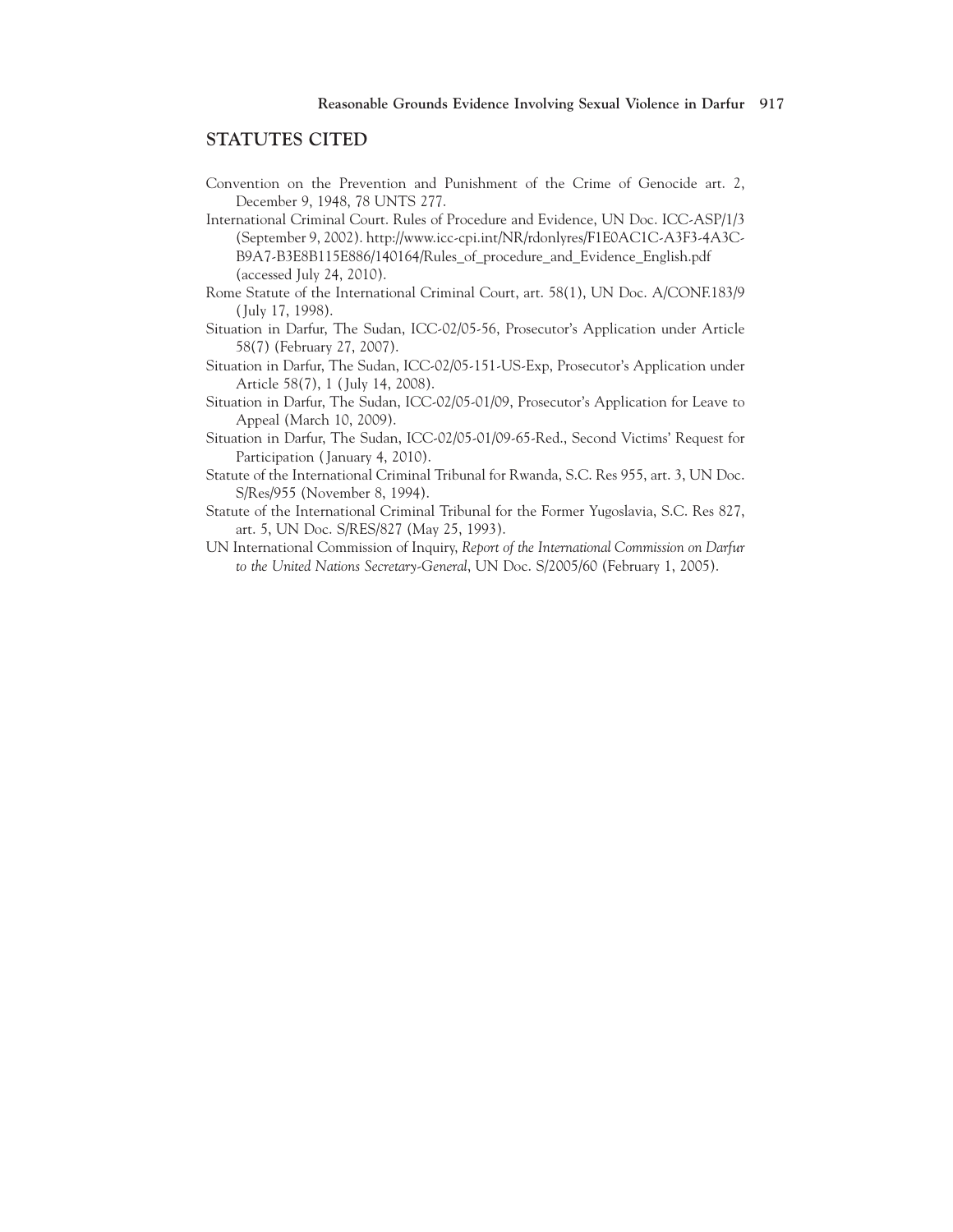## STATUTES CITED

Convention on the Prevention and Punishment of the Crime of Genocide art. 2, December 9, 1948, 78 UNTS 277.

International Criminal Court. Rules of Procedure and Evidence, UN Doc. ICC-ASP/1/3 (September 9, 2002). http://www.icc-cpi.int/NR/rdonlyres/F1E0AC1C-A3F3-4A3C-B9A7-B3E8B115E886/140164/Rules_of_procedure_and_Evidence_English.pdf (accessed July 24, 2010).

Rome Statute of the International Criminal Court, art. 58(1), UN Doc. A/CONF.183/9 (July 17, 1998).

Situation in Darfur, The Sudan, ICC-02/05-56, Prosecutor's Application under Article 58(7) (February 27, 2007).

Situation in Darfur, The Sudan, ICC-02/05-151-US-Exp, Prosecutor's Application under Article 58(7), 1 (July 14, 2008).

Situation in Darfur, The Sudan, ICC-02/05-01/09, Prosecutor's Application for Leave to Appeal (March 10, 2009).

Situation in Darfur, The Sudan, ICC-02/05-01/09-65-Red., Second Victims' Request for Participation (January 4, 2010).

Statute of the International Criminal Tribunal for Rwanda, S.C. Res 955, art. 3, UN Doc. S/Res/955 (November 8, 1994).

Statute of the International Criminal Tribunal for the Former Yugoslavia, S.C. Res 827, art. 5, UN Doc. S/RES/827 (May 25, 1993).

UN International Commission of Inquiry, *Report of the International Commission on Darfur to the United Nations Secretary-General*, UN Doc. S/2005/60 (February 1, 2005).